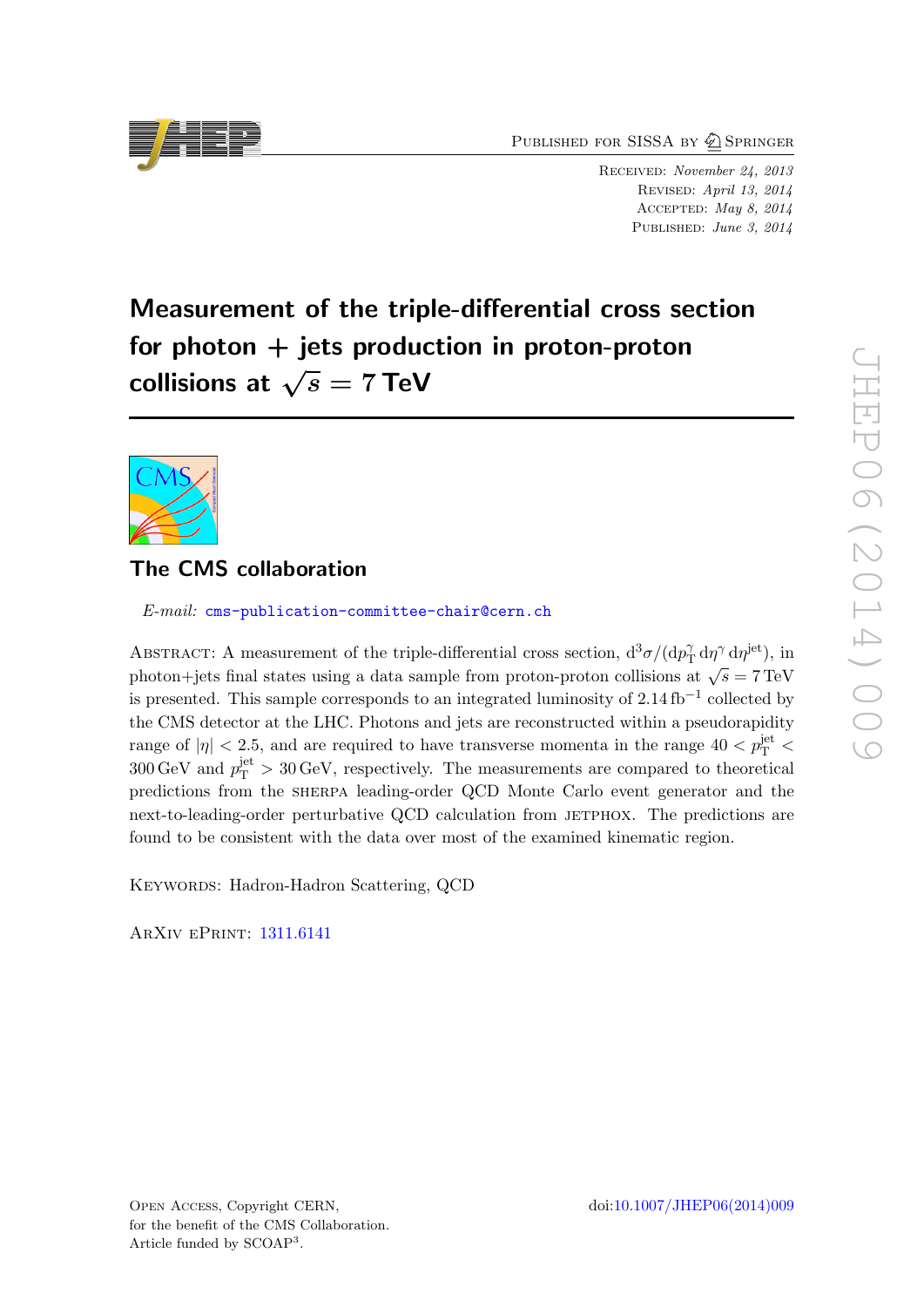Published for SISSA by Springer

Received: *November 24, 2013*
Revised: *April 13, 2014*
Accepted: *May 8, 2014*
Published: *June 3, 2014*

# Measurement of the triple-differential cross section for photon + jets production in proton-proton collisions at $\sqrt{s} = 7$ TeV

## The CMS collaboration

*E-mail:* cms-publication-committee-chair@cern.ch

Abstract: A measurement of the triple-differential cross section, $\mathrm{d}^3\sigma/(\mathrm{d}p_\mathrm{T}^\gamma\,\mathrm{d}\eta^\gamma\,\mathrm{d}\eta^\mathrm{jet})$, in photon+jets final states using a data sample from proton-proton collisions at $\sqrt{s} = 7$ TeV is presented. This sample corresponds to an integrated luminosity of $2.14\,\mathrm{fb}^{-1}$ collected by the CMS detector at the LHC. Photons and jets are reconstructed within a pseudorapidity range of $|\eta| < 2.5$, and are required to have transverse momenta in the range $40 < p_\mathrm{T}^\mathrm{jet} < 300$ GeV and $p_\mathrm{T}^\mathrm{jet} > 30$ GeV, respectively. The measurements are compared to theoretical predictions from the SHERPA leading-order QCD Monte Carlo event generator and the next-to-leading-order perturbative QCD calculation from JETPHOX. The predictions are found to be consistent with the data over most of the examined kinematic region.

Keywords: Hadron-Hadron Scattering, QCD

ArXiv ePrint: 1311.6141

Open Access, Copyright CERN, for the benefit of the CMS Collaboration. Article funded by SCOAP³.

doi:10.1007/JHEP06(2014)009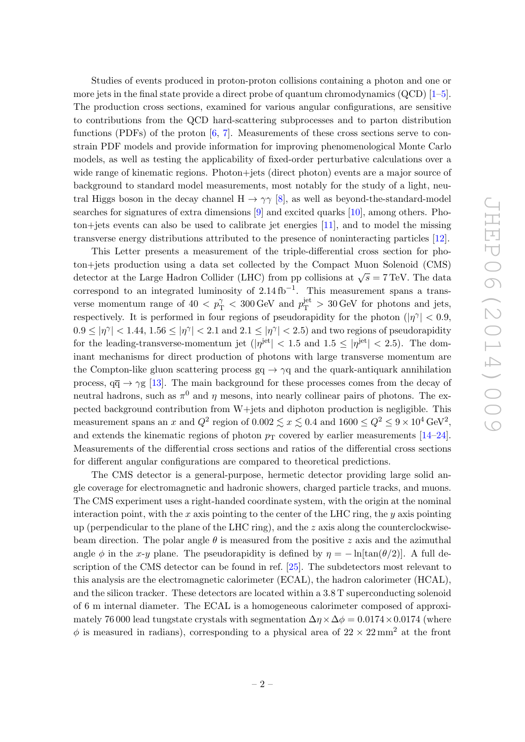Studies of events produced in proton-proton collisions containing a photon and one or more jets in the final state provide a direct probe of quantum chromodynamics (QCD) [1–5]. The production cross sections, examined for various angular configurations, are sensitive to contributions from the QCD hard-scattering subprocesses and to parton distribution functions (PDFs) of the proton [6, 7]. Measurements of these cross sections serve to constrain PDF models and provide information for improving phenomenological Monte Carlo models, as well as testing the applicability of fixed-order perturbative calculations over a wide range of kinematic regions. Photon+jets (direct photon) events are a major source of background to standard model measurements, most notably for the study of a light, neutral Higgs boson in the decay channel $\mathrm{H} \to \gamma\gamma$ [8], as well as beyond-the-standard-model searches for signatures of extra dimensions [9] and excited quarks [10], among others. Photon+jets events can also be used to calibrate jet energies [11], and to model the missing transverse energy distributions attributed to the presence of noninteracting particles [12].

This Letter presents a measurement of the triple-differential cross section for photon+jets production using a data set collected by the Compact Muon Solenoid (CMS) detector at the Large Hadron Collider (LHC) from pp collisions at $\sqrt{s} = 7\,\mathrm{TeV}$. The data correspond to an integrated luminosity of $2.14\,\mathrm{fb}^{-1}$. This measurement spans a transverse momentum range of $40 < p_{\mathrm{T}}^{\gamma} < 300\,\mathrm{GeV}$ and $p_{\mathrm{T}}^{\mathrm{jet}} > 30\,\mathrm{GeV}$ for photons and jets, respectively. It is performed in four regions of pseudorapidity for the photon ($|\eta^{\gamma}| < 0.9$, $0.9 \leq |\eta^{\gamma}| < 1.44$, $1.56 \leq |\eta^{\gamma}| < 2.1$ and $2.1 \leq |\eta^{\gamma}| < 2.5$) and two regions of pseudorapidity for the leading-transverse-momentum jet ($|\eta^{\mathrm{jet}}| < 1.5$ and $1.5 \leq |\eta^{\mathrm{jet}}| < 2.5$). The dominant mechanisms for direct production of photons with large transverse momentum are the Compton-like gluon scattering process $\mathrm{gq} \to \gamma\mathrm{q}$ and the quark-antiquark annihilation process, $\mathrm{q\overline{q}} \to \gamma\mathrm{g}$ [13]. The main background for these processes comes from the decay of neutral hadrons, such as $\pi^0$ and $\eta$ mesons, into nearly collinear pairs of photons. The expected background contribution from W+jets and diphoton production is negligible. This measurement spans an $x$ and $Q^2$ region of $0.002 \lesssim x \lesssim 0.4$ and $1600 \leq Q^2 \leq 9 \times 10^4\,\mathrm{GeV}^2$, and extends the kinematic regions of photon $p_{\mathrm{T}}$ covered by earlier measurements [14–24]. Measurements of the differential cross sections and ratios of the differential cross sections for different angular configurations are compared to theoretical predictions.

The CMS detector is a general-purpose, hermetic detector providing large solid angle coverage for electromagnetic and hadronic showers, charged particle tracks, and muons. The CMS experiment uses a right-handed coordinate system, with the origin at the nominal interaction point, with the $x$ axis pointing to the center of the LHC ring, the $y$ axis pointing up (perpendicular to the plane of the LHC ring), and the $z$ axis along the counterclockwise-beam direction. The polar angle $\theta$ is measured from the positive $z$ axis and the azimuthal angle $\phi$ in the $x$-$y$ plane. The pseudorapidity is defined by $\eta = -\ln[\tan(\theta/2)]$. A full description of the CMS detector can be found in ref. [25]. The subdetectors most relevant to this analysis are the electromagnetic calorimeter (ECAL), the hadron calorimeter (HCAL), and the silicon tracker. These detectors are located within a 3.8 T superconducting solenoid of 6 m internal diameter. The ECAL is a homogeneous calorimeter composed of approximately 76 000 lead tungstate crystals with segmentation $\Delta\eta \times \Delta\phi = 0.0174 \times 0.0174$ (where $\phi$ is measured in radians), corresponding to a physical area of $22 \times 22\,\mathrm{mm}^2$ at the front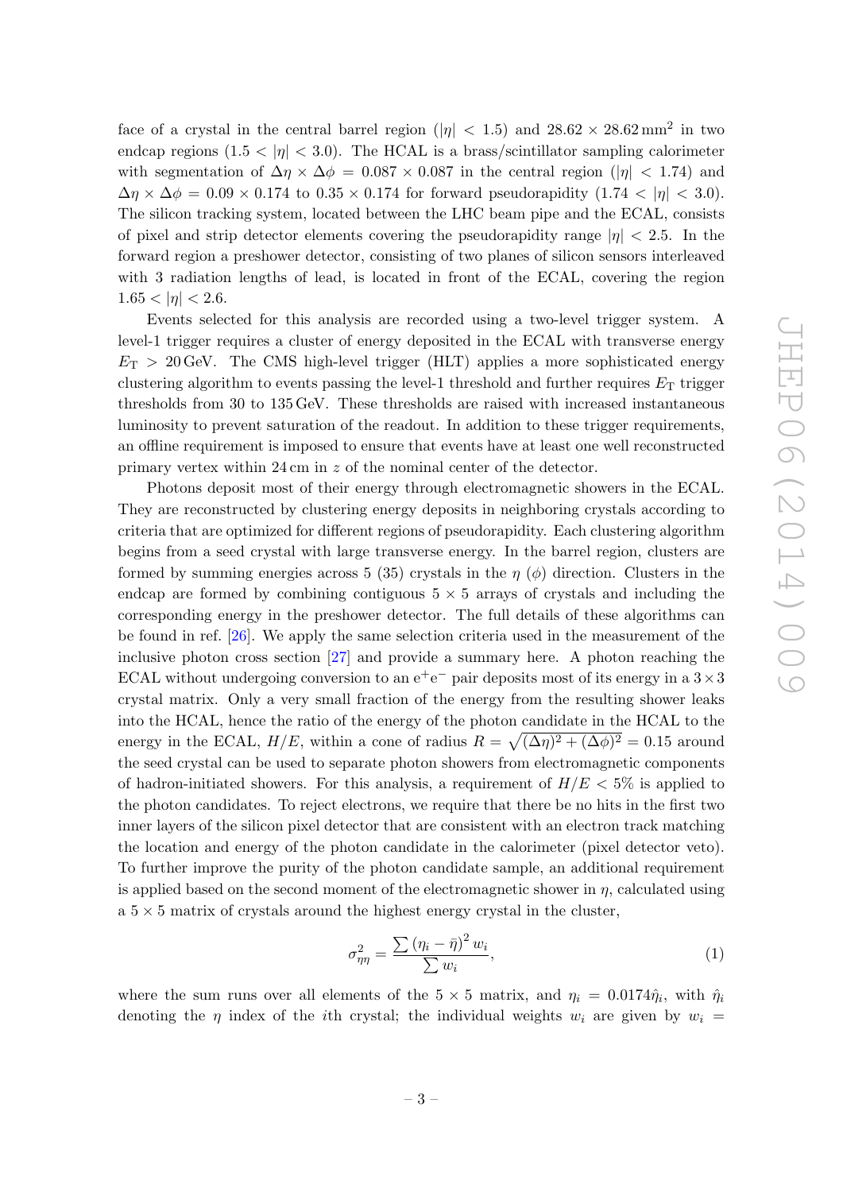face of a crystal in the central barrel region ($|\eta| < 1.5$) and $28.62 \times 28.62\,\mathrm{mm}^2$ in two endcap regions ($1.5 < |\eta| < 3.0$). The HCAL is a brass/scintillator sampling calorimeter with segmentation of $\Delta\eta \times \Delta\phi = 0.087 \times 0.087$ in the central region ($|\eta| < 1.74$) and $\Delta\eta \times \Delta\phi = 0.09 \times 0.174$ to $0.35 \times 0.174$ for forward pseudorapidity ($1.74 < |\eta| < 3.0$). The silicon tracking system, located between the LHC beam pipe and the ECAL, consists of pixel and strip detector elements covering the pseudorapidity range $|\eta| < 2.5$. In the forward region a preshower detector, consisting of two planes of silicon sensors interleaved with 3 radiation lengths of lead, is located in front of the ECAL, covering the region $1.65 < |\eta| < 2.6$.

Events selected for this analysis are recorded using a two-level trigger system. A level-1 trigger requires a cluster of energy deposited in the ECAL with transverse energy $E_\mathrm{T} > 20\,\mathrm{GeV}$. The CMS high-level trigger (HLT) applies a more sophisticated energy clustering algorithm to events passing the level-1 threshold and further requires $E_\mathrm{T}$ trigger thresholds from 30 to 135 GeV. These thresholds are raised with increased instantaneous luminosity to prevent saturation of the readout. In addition to these trigger requirements, an offline requirement is imposed to ensure that events have at least one well reconstructed primary vertex within 24 cm in $z$ of the nominal center of the detector.

Photons deposit most of their energy through electromagnetic showers in the ECAL. They are reconstructed by clustering energy deposits in neighboring crystals according to criteria that are optimized for different regions of pseudorapidity. Each clustering algorithm begins from a seed crystal with large transverse energy. In the barrel region, clusters are formed by summing energies across 5 (35) crystals in the $\eta$ ($\phi$) direction. Clusters in the endcap are formed by combining contiguous $5 \times 5$ arrays of crystals and including the corresponding energy in the preshower detector. The full details of these algorithms can be found in ref. [26]. We apply the same selection criteria used in the measurement of the inclusive photon cross section [27] and provide a summary here. A photon reaching the ECAL without undergoing conversion to an $\mathrm{e}^+\mathrm{e}^-$ pair deposits most of its energy in a $3 \times 3$ crystal matrix. Only a very small fraction of the energy from the resulting shower leaks into the HCAL, hence the ratio of the energy of the photon candidate in the HCAL to the energy in the ECAL, $H/E$, within a cone of radius $R = \sqrt{(\Delta\eta)^2 + (\Delta\phi)^2} = 0.15$ around the seed crystal can be used to separate photon showers from electromagnetic components of hadron-initiated showers. For this analysis, a requirement of $H/E < 5\%$ is applied to the photon candidates. To reject electrons, we require that there be no hits in the first two inner layers of the silicon pixel detector that are consistent with an electron track matching the location and energy of the photon candidate in the calorimeter (pixel detector veto). To further improve the purity of the photon candidate sample, an additional requirement is applied based on the second moment of the electromagnetic shower in $\eta$, calculated using a $5 \times 5$ matrix of crystals around the highest energy crystal in the cluster,

$$\sigma^2_{\eta\eta} = \frac{\sum (\eta_i - \bar{\eta})^2 \, w_i}{\sum w_i}, \tag{1}$$

where the sum runs over all elements of the $5 \times 5$ matrix, and $\eta_i = 0.0174\hat{\eta}_i$, with $\hat{\eta}_i$ denoting the $\eta$ index of the $i$th crystal; the individual weights $w_i$ are given by $w_i =$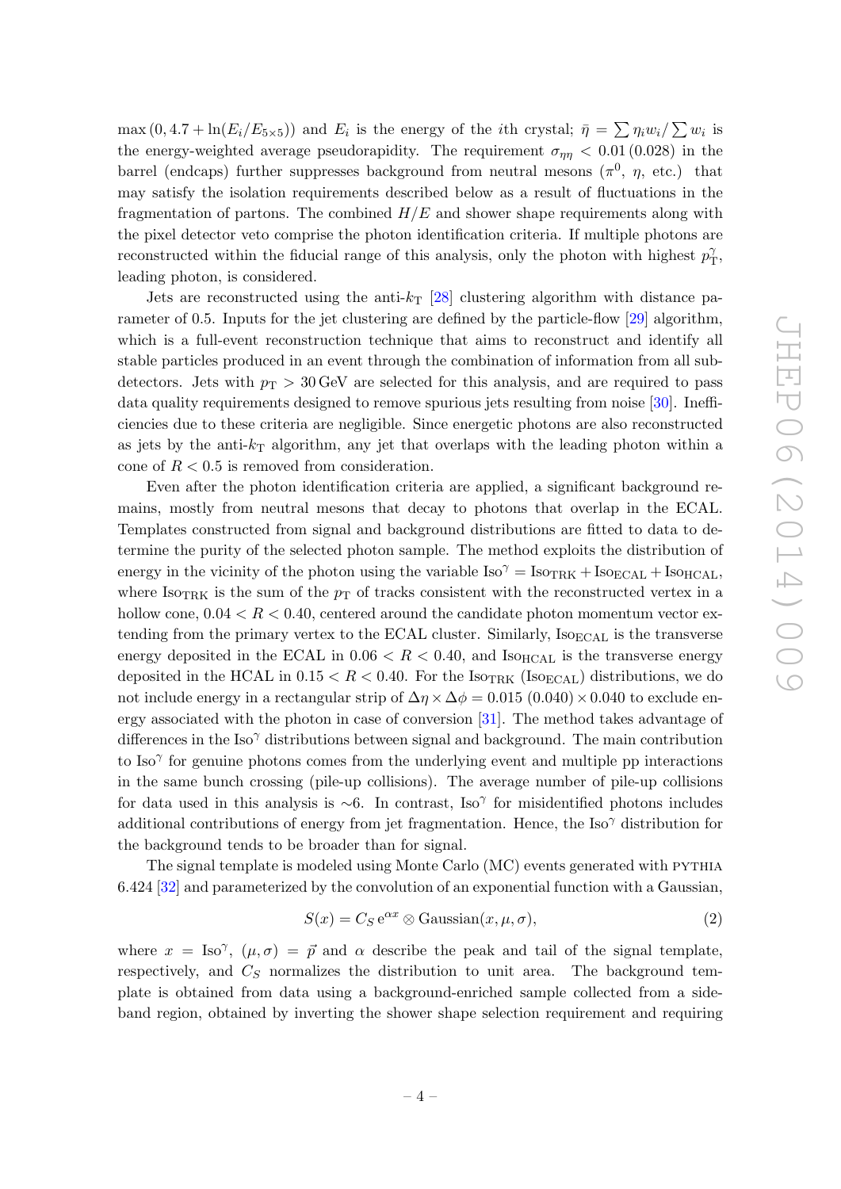$\max(0, 4.7 + \ln(E_i/E_{5\times5}))$ and $E_i$ is the energy of the $i$th crystal; $\bar{\eta} = \sum \eta_i w_i / \sum w_i$ is the energy-weighted average pseudorapidity. The requirement $\sigma_{\eta\eta} < 0.01\,(0.028)$ in the barrel (endcaps) further suppresses background from neutral mesons ($\pi^0$, $\eta$, etc.) that may satisfy the isolation requirements described below as a result of fluctuations in the fragmentation of partons. The combined $H/E$ and shower shape requirements along with the pixel detector veto comprise the photon identification criteria. If multiple photons are reconstructed within the fiducial range of this analysis, only the photon with highest $p_{\mathrm{T}}^{\gamma}$, leading photon, is considered.

Jets are reconstructed using the anti-$k_{\mathrm{T}}$ [28] clustering algorithm with distance parameter of 0.5. Inputs for the jet clustering are defined by the particle-flow [29] algorithm, which is a full-event reconstruction technique that aims to reconstruct and identify all stable particles produced in an event through the combination of information from all subdetectors. Jets with $p_{\mathrm{T}} > 30\,\mathrm{GeV}$ are selected for this analysis, and are required to pass data quality requirements designed to remove spurious jets resulting from noise [30]. Inefficiencies due to these criteria are negligible. Since energetic photons are also reconstructed as jets by the anti-$k_{\mathrm{T}}$ algorithm, any jet that overlaps with the leading photon within a cone of $R < 0.5$ is removed from consideration.

Even after the photon identification criteria are applied, a significant background remains, mostly from neutral mesons that decay to photons that overlap in the ECAL. Templates constructed from signal and background distributions are fitted to data to determine the purity of the selected photon sample. The method exploits the distribution of energy in the vicinity of the photon using the variable $\mathrm{Iso}^{\gamma} = \mathrm{Iso}_{\mathrm{TRK}} + \mathrm{Iso}_{\mathrm{ECAL}} + \mathrm{Iso}_{\mathrm{HCAL}}$, where $\mathrm{Iso}_{\mathrm{TRK}}$ is the sum of the $p_{\mathrm{T}}$ of tracks consistent with the reconstructed vertex in a hollow cone, $0.04 < R < 0.40$, centered around the candidate photon momentum vector extending from the primary vertex to the ECAL cluster. Similarly, $\mathrm{Iso}_{\mathrm{ECAL}}$ is the transverse energy deposited in the ECAL in $0.06 < R < 0.40$, and $\mathrm{Iso}_{\mathrm{HCAL}}$ is the transverse energy deposited in the HCAL in $0.15 < R < 0.40$. For the $\mathrm{Iso}_{\mathrm{TRK}}$ ($\mathrm{Iso}_{\mathrm{ECAL}}$) distributions, we do not include energy in a rectangular strip of $\Delta\eta \times \Delta\phi = 0.015\,(0.040) \times 0.040$ to exclude energy associated with the photon in case of conversion [31]. The method takes advantage of differences in the $\mathrm{Iso}^{\gamma}$ distributions between signal and background. The main contribution to $\mathrm{Iso}^{\gamma}$ for genuine photons comes from the underlying event and multiple pp interactions in the same bunch crossing (pile-up collisions). The average number of pile-up collisions for data used in this analysis is $\sim$6. In contrast, $\mathrm{Iso}^{\gamma}$ for misidentified photons includes additional contributions of energy from jet fragmentation. Hence, the $\mathrm{Iso}^{\gamma}$ distribution for the background tends to be broader than for signal.

The signal template is modeled using Monte Carlo (MC) events generated with PYTHIA 6.424 [32] and parameterized by the convolution of an exponential function with a Gaussian,

$$S(x) = C_S\, \mathrm{e}^{\alpha x} \otimes \mathrm{Gaussian}(x, \mu, \sigma), \tag{2}$$

where $x = \mathrm{Iso}^{\gamma}$, $(\mu, \sigma) = \vec{p}$ and $\alpha$ describe the peak and tail of the signal template, respectively, and $C_S$ normalizes the distribution to unit area. The background template is obtained from data using a background-enriched sample collected from a sideband region, obtained by inverting the shower shape selection requirement and requiring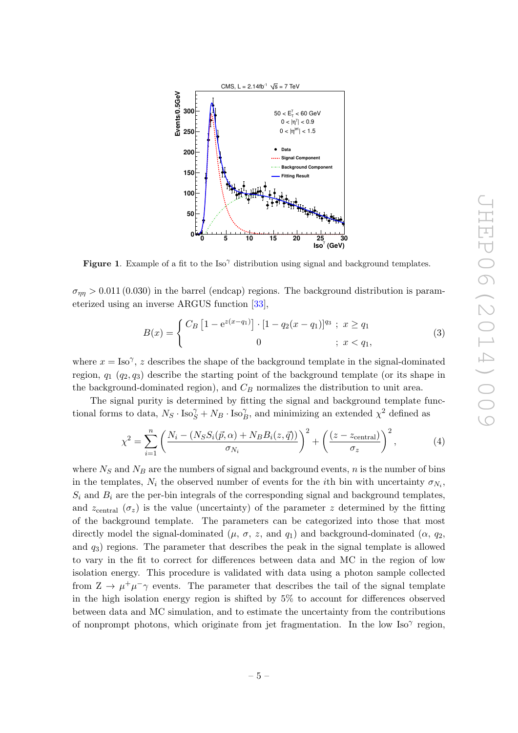**Figure 1**. Example of a fit to the $\mathrm{Iso}^{\gamma}$ distribution using signal and background templates.

$\sigma_{\eta\eta} > 0.011\,(0.030)$ in the barrel (endcap) regions. The background distribution is parameterized using an inverse ARGUS function [33],

$$B(x) = \begin{cases} C_B \left[1 - \mathrm{e}^{z(x-q_1)}\right] \cdot \left[1 - q_2(x - q_1)\right]^{q_3} \;;\; x \geq q_1 \\ 0 \qquad\qquad\qquad\qquad\qquad\qquad\;\; ;\; x < q_1, \end{cases} \tag{3}$$

where $x = \mathrm{Iso}^{\gamma}$, $z$ describes the shape of the background template in the signal-dominated region, $q_1$ ($q_2, q_3$) describe the starting point of the background template (or its shape in the background-dominated region), and $C_B$ normalizes the distribution to unit area.

The signal purity is determined by fitting the signal and background template functional forms to data, $N_S \cdot \mathrm{Iso}^{\gamma}_S + N_B \cdot \mathrm{Iso}^{\gamma}_B$, and minimizing an extended $\chi^2$ defined as

$$\chi^2 = \sum_{i=1}^{n} \left( \frac{N_i - (N_S S_i(\vec{p}, \alpha) + N_B B_i(z, \vec{q}))}{\sigma_{N_i}} \right)^2 + \left( \frac{(z - z_{\mathrm{central}})}{\sigma_z} \right)^2, \tag{4}$$

where $N_S$ and $N_B$ are the numbers of signal and background events, $n$ is the number of bins in the templates, $N_i$ the observed number of events for the $i$th bin with uncertainty $\sigma_{N_i}$, $S_i$ and $B_i$ are the per-bin integrals of the corresponding signal and background templates, and $z_{\mathrm{central}}$ ($\sigma_z$) is the value (uncertainty) of the parameter $z$ determined by the fitting of the background template. The parameters can be categorized into those that most directly model the signal-dominated ($\mu$, $\sigma$, $z$, and $q_1$) and background-dominated ($\alpha$, $q_2$, and $q_3$) regions. The parameter that describes the peak in the signal template is allowed to vary in the fit to correct for differences between data and MC in the region of low isolation energy. This procedure is validated with data using a photon sample collected from $\mathrm{Z} \to \mu^+\mu^-\gamma$ events. The parameter that describes the tail of the signal template in the high isolation energy region is shifted by 5% to account for differences observed between data and MC simulation, and to estimate the uncertainty from the contributions of nonprompt photons, which originate from jet fragmentation. In the low $\mathrm{Iso}^{\gamma}$ region,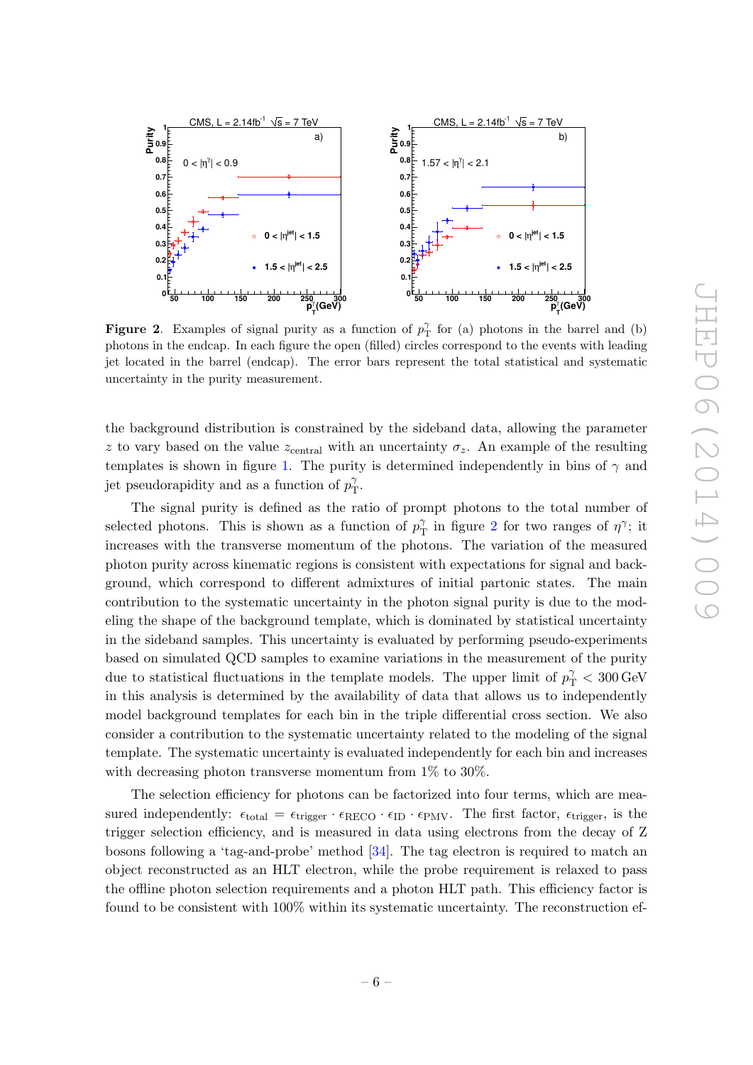**Figure 2**. Examples of signal purity as a function of $p_T^\gamma$ for (a) photons in the barrel and (b) photons in the endcap. In each figure the open (filled) circles correspond to the events with leading jet located in the barrel (endcap). The error bars represent the total statistical and systematic uncertainty in the purity measurement.

the background distribution is constrained by the sideband data, allowing the parameter $z$ to vary based on the value $z_{\text{central}}$ with an uncertainty $\sigma_z$. An example of the resulting templates is shown in figure 1. The purity is determined independently in bins of $\gamma$ and jet pseudorapidity and as a function of $p_T^\gamma$.

The signal purity is defined as the ratio of prompt photons to the total number of selected photons. This is shown as a function of $p_T^\gamma$ in figure 2 for two ranges of $\eta^\gamma$; it increases with the transverse momentum of the photons. The variation of the measured photon purity across kinematic regions is consistent with expectations for signal and background, which correspond to different admixtures of initial partonic states. The main contribution to the systematic uncertainty in the photon signal purity is due to the modeling the shape of the background template, which is dominated by statistical uncertainty in the sideband samples. This uncertainty is evaluated by performing pseudo-experiments based on simulated QCD samples to examine variations in the measurement of the purity due to statistical fluctuations in the template models. The upper limit of $p_T^\gamma < 300\,\text{GeV}$ in this analysis is determined by the availability of data that allows us to independently model background templates for each bin in the triple differential cross section. We also consider a contribution to the systematic uncertainty related to the modeling of the signal template. The systematic uncertainty is evaluated independently for each bin and increases with decreasing photon transverse momentum from 1% to 30%.

The selection efficiency for photons can be factorized into four terms, which are measured independently: $\epsilon_{\text{total}} = \epsilon_{\text{trigger}} \cdot \epsilon_{\text{RECO}} \cdot \epsilon_{\text{ID}} \cdot \epsilon_{\text{PMV}}$. The first factor, $\epsilon_{\text{trigger}}$, is the trigger selection efficiency, and is measured in data using electrons from the decay of Z bosons following a 'tag-and-probe' method [34]. The tag electron is required to match an object reconstructed as an HLT electron, while the probe requirement is relaxed to pass the offline photon selection requirements and a photon HLT path. This efficiency factor is found to be consistent with 100% within its systematic uncertainty. The reconstruction ef-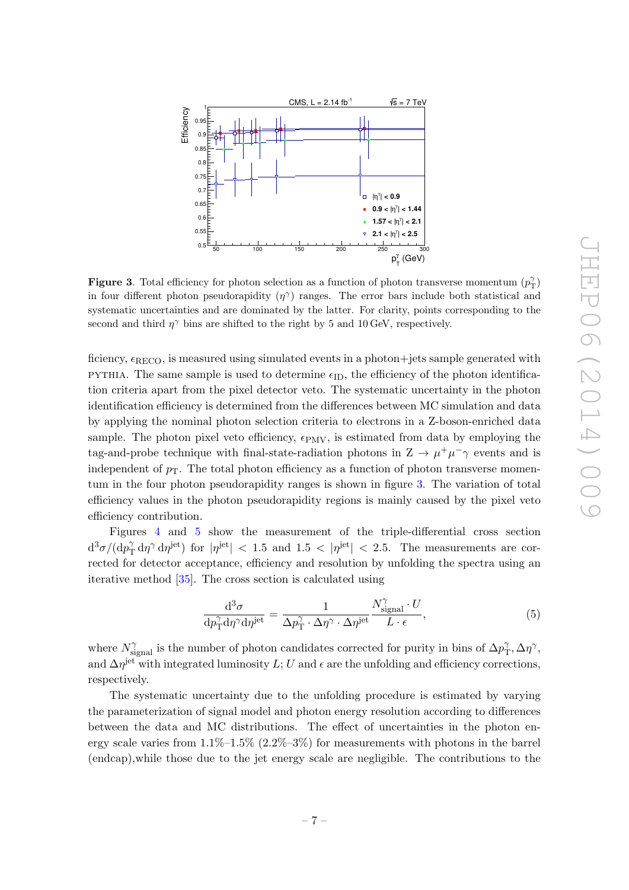**Figure 3**. Total efficiency for photon selection as a function of photon transverse momentum ($p_{\mathrm{T}}^{\gamma}$) in four different photon pseudorapidity ($\eta^{\gamma}$) ranges. The error bars include both statistical and systematic uncertainties and are dominated by the latter. For clarity, points corresponding to the second and third $\eta^{\gamma}$ bins are shifted to the right by 5 and 10 GeV, respectively.

ficiency, $\epsilon_{\mathrm{RECO}}$, is measured using simulated events in a photon+jets sample generated with PYTHIA. The same sample is used to determine $\epsilon_{\mathrm{ID}}$, the efficiency of the photon identification criteria apart from the pixel detector veto. The systematic uncertainty in the photon identification efficiency is determined from the differences between MC simulation and data by applying the nominal photon selection criteria to electrons in a Z-boson-enriched data sample. The photon pixel veto efficiency, $\epsilon_{\mathrm{PMV}}$, is estimated from data by employing the tag-and-probe technique with final-state-radiation photons in $\mathrm{Z} \to \mu^{+}\mu^{-}\gamma$ events and is independent of $p_{\mathrm{T}}$. The total photon efficiency as a function of photon transverse momentum in the four photon pseudorapidity ranges is shown in figure 3. The variation of total efficiency values in the photon pseudorapidity regions is mainly caused by the pixel veto efficiency contribution.

Figures 4 and 5 show the measurement of the triple-differential cross section $\mathrm{d}^3\sigma/(\mathrm{d}p_{\mathrm{T}}^{\gamma}\,\mathrm{d}\eta^{\gamma}\,\mathrm{d}\eta^{\mathrm{jet}})$ for $|\eta^{\mathrm{jet}}| < 1.5$ and $1.5 < |\eta^{\mathrm{jet}}| < 2.5$. The measurements are corrected for detector acceptance, efficiency and resolution by unfolding the spectra using an iterative method [35]. The cross section is calculated using

$$\frac{\mathrm{d}^3\sigma}{\mathrm{d}p_{\mathrm{T}}^{\gamma}\mathrm{d}\eta^{\gamma}\mathrm{d}\eta^{\mathrm{jet}}} = \frac{1}{\Delta p_{\mathrm{T}}^{\gamma} \cdot \Delta\eta^{\gamma} \cdot \Delta\eta^{\mathrm{jet}}} \frac{N_{\mathrm{signal}}^{\gamma} \cdot U}{L \cdot \epsilon}, \tag{5}$$

where $N_{\mathrm{signal}}^{\gamma}$ is the number of photon candidates corrected for purity in bins of $\Delta p_{\mathrm{T}}^{\gamma}, \Delta\eta^{\gamma}$, and $\Delta\eta^{\mathrm{jet}}$ with integrated luminosity $L$; $U$ and $\epsilon$ are the unfolding and efficiency corrections, respectively.

The systematic uncertainty due to the unfolding procedure is estimated by varying the parameterization of signal model and photon energy resolution according to differences between the data and MC distributions. The effect of uncertainties in the photon energy scale varies from 1.1%–1.5% (2.2%–3%) for measurements with photons in the barrel (endcap),while those due to the jet energy scale are negligible. The contributions to the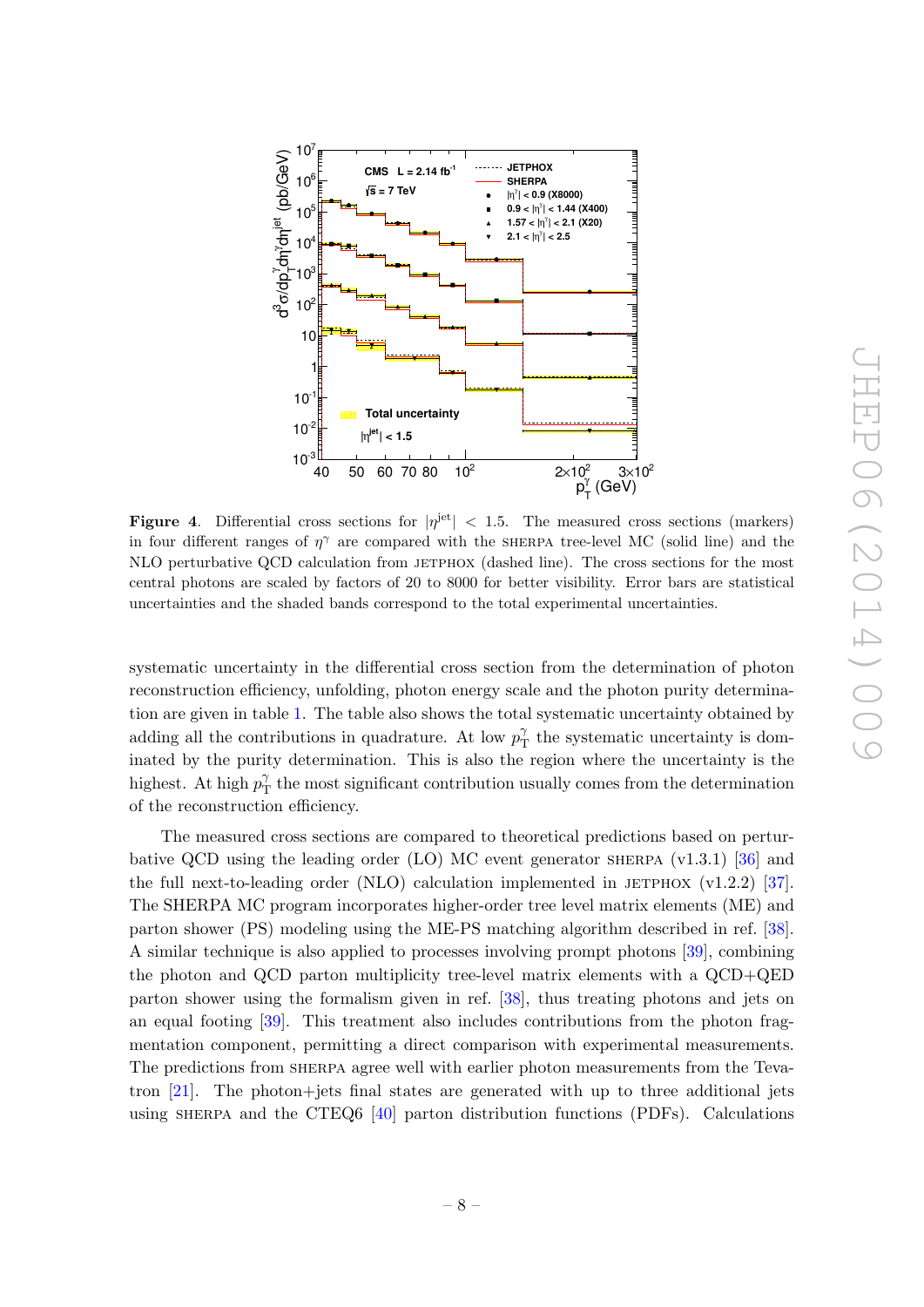**Figure 4**. Differential cross sections for $|\eta^{\text{jet}}| < 1.5$. The measured cross sections (markers) in four different ranges of $\eta^{\gamma}$ are compared with the SHERPA tree-level MC (solid line) and the NLO perturbative QCD calculation from JETPHOX (dashed line). The cross sections for the most central photons are scaled by factors of 20 to 8000 for better visibility. Error bars are statistical uncertainties and the shaded bands correspond to the total experimental uncertainties.

systematic uncertainty in the differential cross section from the determination of photon reconstruction efficiency, unfolding, photon energy scale and the photon purity determination are given in table 1. The table also shows the total systematic uncertainty obtained by adding all the contributions in quadrature. At low $p_{\text{T}}^{\gamma}$ the systematic uncertainty is dominated by the purity determination. This is also the region where the uncertainty is the highest. At high $p_{\text{T}}^{\gamma}$ the most significant contribution usually comes from the determination of the reconstruction efficiency.

The measured cross sections are compared to theoretical predictions based on perturbative QCD using the leading order (LO) MC event generator SHERPA (v1.3.1) [36] and the full next-to-leading order (NLO) calculation implemented in JETPHOX (v1.2.2) [37]. The SHERPA MC program incorporates higher-order tree level matrix elements (ME) and parton shower (PS) modeling using the ME-PS matching algorithm described in ref. [38]. A similar technique is also applied to processes involving prompt photons [39], combining the photon and QCD parton multiplicity tree-level matrix elements with a QCD+QED parton shower using the formalism given in ref. [38], thus treating photons and jets on an equal footing [39]. This treatment also includes contributions from the photon fragmentation component, permitting a direct comparison with experimental measurements. The predictions from SHERPA agree well with earlier photon measurements from the Tevatron [21]. The photon+jets final states are generated with up to three additional jets using SHERPA and the CTEQ6 [40] parton distribution functions (PDFs). Calculations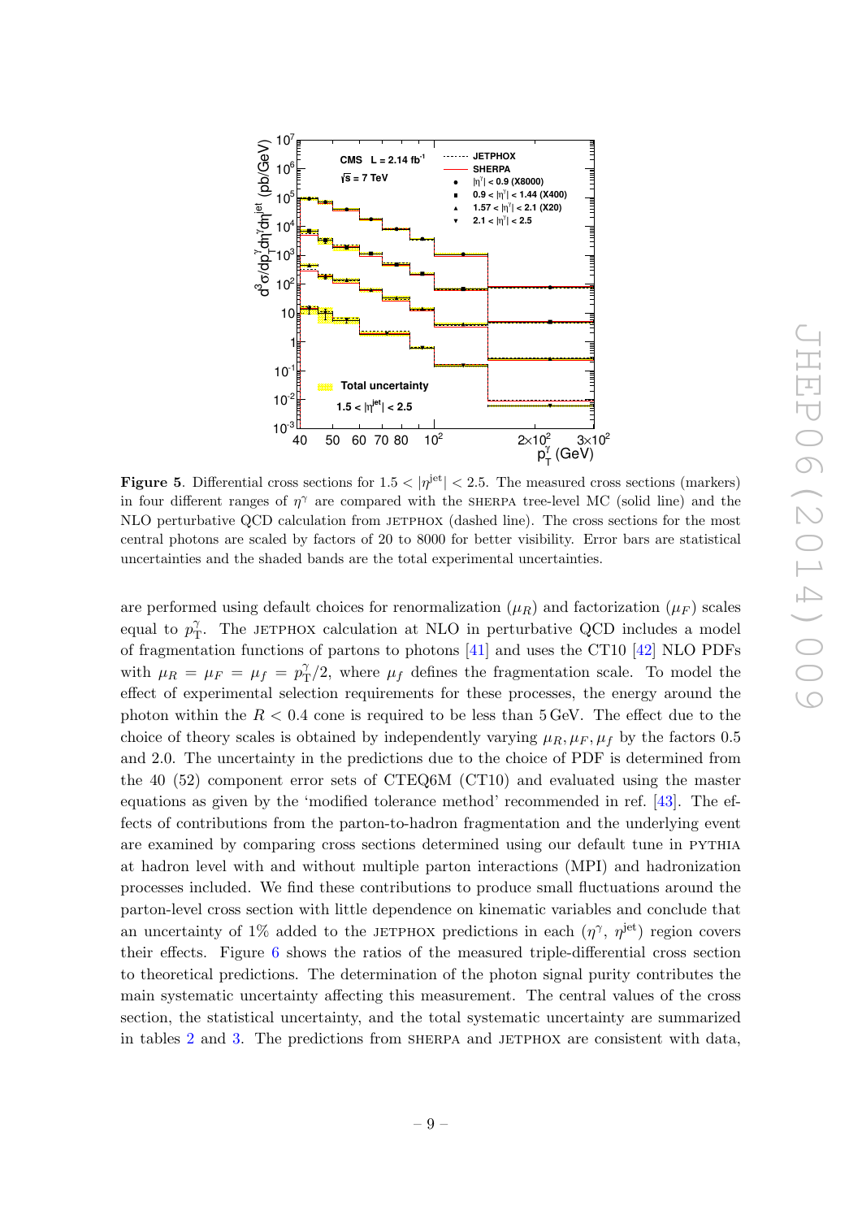**Figure 5**. Differential cross sections for $1.5 < |\eta^{\text{jet}}| < 2.5$. The measured cross sections (markers) in four different ranges of $\eta^{\gamma}$ are compared with the SHERPA tree-level MC (solid line) and the NLO perturbative QCD calculation from JETPHOX (dashed line). The cross sections for the most central photons are scaled by factors of 20 to 8000 for better visibility. Error bars are statistical uncertainties and the shaded bands are the total experimental uncertainties.

are performed using default choices for renormalization ($\mu_R$) and factorization ($\mu_F$) scales equal to $p_{\mathrm{T}}^{\gamma}$. The JETPHOX calculation at NLO in perturbative QCD includes a model of fragmentation functions of partons to photons [41] and uses the CT10 [42] NLO PDFs with $\mu_R = \mu_F = \mu_f = p_{\mathrm{T}}^{\gamma}/2$, where $\mu_f$ defines the fragmentation scale. To model the effect of experimental selection requirements for these processes, the energy around the photon within the $R < 0.4$ cone is required to be less than 5 GeV. The effect due to the choice of theory scales is obtained by independently varying $\mu_R, \mu_F, \mu_f$ by the factors 0.5 and 2.0. The uncertainty in the predictions due to the choice of PDF is determined from the 40 (52) component error sets of CTEQ6M (CT10) and evaluated using the master equations as given by the 'modified tolerance method' recommended in ref. [43]. The effects of contributions from the parton-to-hadron fragmentation and the underlying event are examined by comparing cross sections determined using our default tune in PYTHIA at hadron level with and without multiple parton interactions (MPI) and hadronization processes included. We find these contributions to produce small fluctuations around the parton-level cross section with little dependence on kinematic variables and conclude that an uncertainty of 1% added to the JETPHOX predictions in each ($\eta^{\gamma}$, $\eta^{\text{jet}}$) region covers their effects. Figure 6 shows the ratios of the measured triple-differential cross section to theoretical predictions. The determination of the photon signal purity contributes the main systematic uncertainty affecting this measurement. The central values of the cross section, the statistical uncertainty, and the total systematic uncertainty are summarized in tables 2 and 3. The predictions from SHERPA and JETPHOX are consistent with data,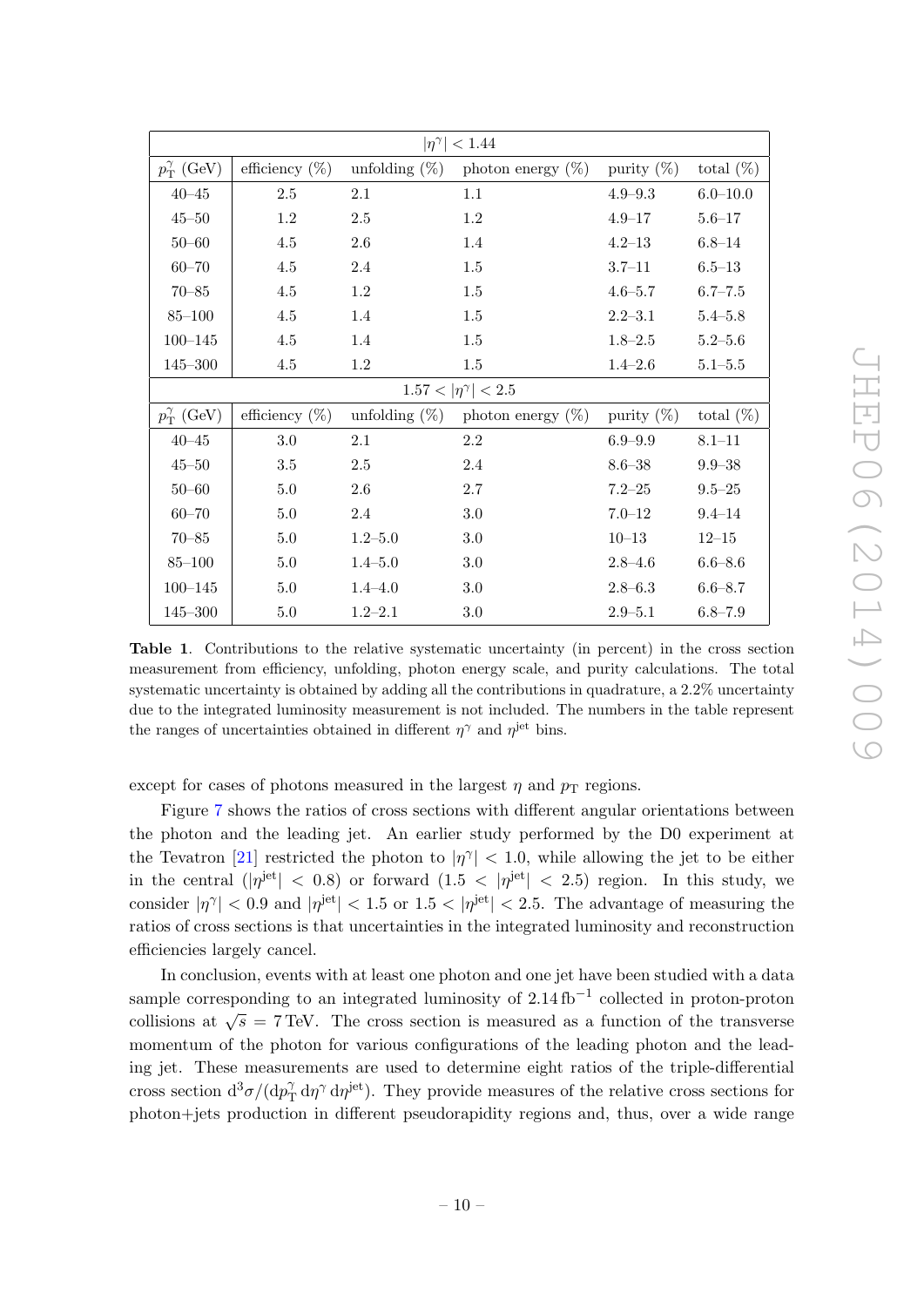| $\vert\eta^\gamma\vert < 1.44$ | | | | | |
|---|---|---|---|---|---|
| $p_T^\gamma$ (GeV) | efficiency (%) | unfolding (%) | photon energy (%) | purity (%) | total (%) |
| 40–45 | 2.5 | 2.1 | 1.1 | 4.9–9.3 | 6.0–10.0 |
| 45–50 | 1.2 | 2.5 | 1.2 | 4.9–17 | 5.6–17 |
| 50–60 | 4.5 | 2.6 | 1.4 | 4.2–13 | 6.8–14 |
| 60–70 | 4.5 | 2.4 | 1.5 | 3.7–11 | 6.5–13 |
| 70–85 | 4.5 | 1.2 | 1.5 | 4.6–5.7 | 6.7–7.5 |
| 85–100 | 4.5 | 1.4 | 1.5 | 2.2–3.1 | 5.4–5.8 |
| 100–145 | 4.5 | 1.4 | 1.5 | 1.8–2.5 | 5.2–5.6 |
| 145–300 | 4.5 | 1.2 | 1.5 | 1.4–2.6 | 5.1–5.5 |
| $1.57 < \vert\eta^\gamma\vert < 2.5$ | | | | | |
| $p_T^\gamma$ (GeV) | efficiency (%) | unfolding (%) | photon energy (%) | purity (%) | total (%) |
| 40–45 | 3.0 | 2.1 | 2.2 | 6.9–9.9 | 8.1–11 |
| 45–50 | 3.5 | 2.5 | 2.4 | 8.6–38 | 9.9–38 |
| 50–60 | 5.0 | 2.6 | 2.7 | 7.2–25 | 9.5–25 |
| 60–70 | 5.0 | 2.4 | 3.0 | 7.0–12 | 9.4–14 |
| 70–85 | 5.0 | 1.2–5.0 | 3.0 | 10–13 | 12–15 |
| 85–100 | 5.0 | 1.4–5.0 | 3.0 | 2.8–4.6 | 6.6–8.6 |
| 100–145 | 5.0 | 1.4–4.0 | 3.0 | 2.8–6.3 | 6.6–8.7 |
| 145–300 | 5.0 | 1.2–2.1 | 3.0 | 2.9–5.1 | 6.8–7.9 |

**Table 1**. Contributions to the relative systematic uncertainty (in percent) in the cross section measurement from efficiency, unfolding, photon energy scale, and purity calculations. The total systematic uncertainty is obtained by adding all the contributions in quadrature, a 2.2% uncertainty due to the integrated luminosity measurement is not included. The numbers in the table represent the ranges of uncertainties obtained in different $\eta^\gamma$ and $\eta^{\text{jet}}$ bins.

except for cases of photons measured in the largest $\eta$ and $p_T$ regions.

Figure 7 shows the ratios of cross sections with different angular orientations between the photon and the leading jet. An earlier study performed by the D0 experiment at the Tevatron [21] restricted the photon to $|\eta^\gamma| < 1.0$, while allowing the jet to be either in the central ($|\eta^{\text{jet}}| < 0.8$) or forward ($1.5 < |\eta^{\text{jet}}| < 2.5$) region. In this study, we consider $|\eta^\gamma| < 0.9$ and $|\eta^{\text{jet}}| < 1.5$ or $1.5 < |\eta^{\text{jet}}| < 2.5$. The advantage of measuring the ratios of cross sections is that uncertainties in the integrated luminosity and reconstruction efficiencies largely cancel.

In conclusion, events with at least one photon and one jet have been studied with a data sample corresponding to an integrated luminosity of $2.14\,\text{fb}^{-1}$ collected in proton-proton collisions at $\sqrt{s} = 7\,\text{TeV}$. The cross section is measured as a function of the transverse momentum of the photon for various configurations of the leading photon and the leading jet. These measurements are used to determine eight ratios of the triple-differential cross section $\mathrm{d}^3\sigma/(\mathrm{d}p_T^\gamma\,\mathrm{d}\eta^\gamma\,\mathrm{d}\eta^{\text{jet}})$. They provide measures of the relative cross sections for photon+jets production in different pseudorapidity regions and, thus, over a wide range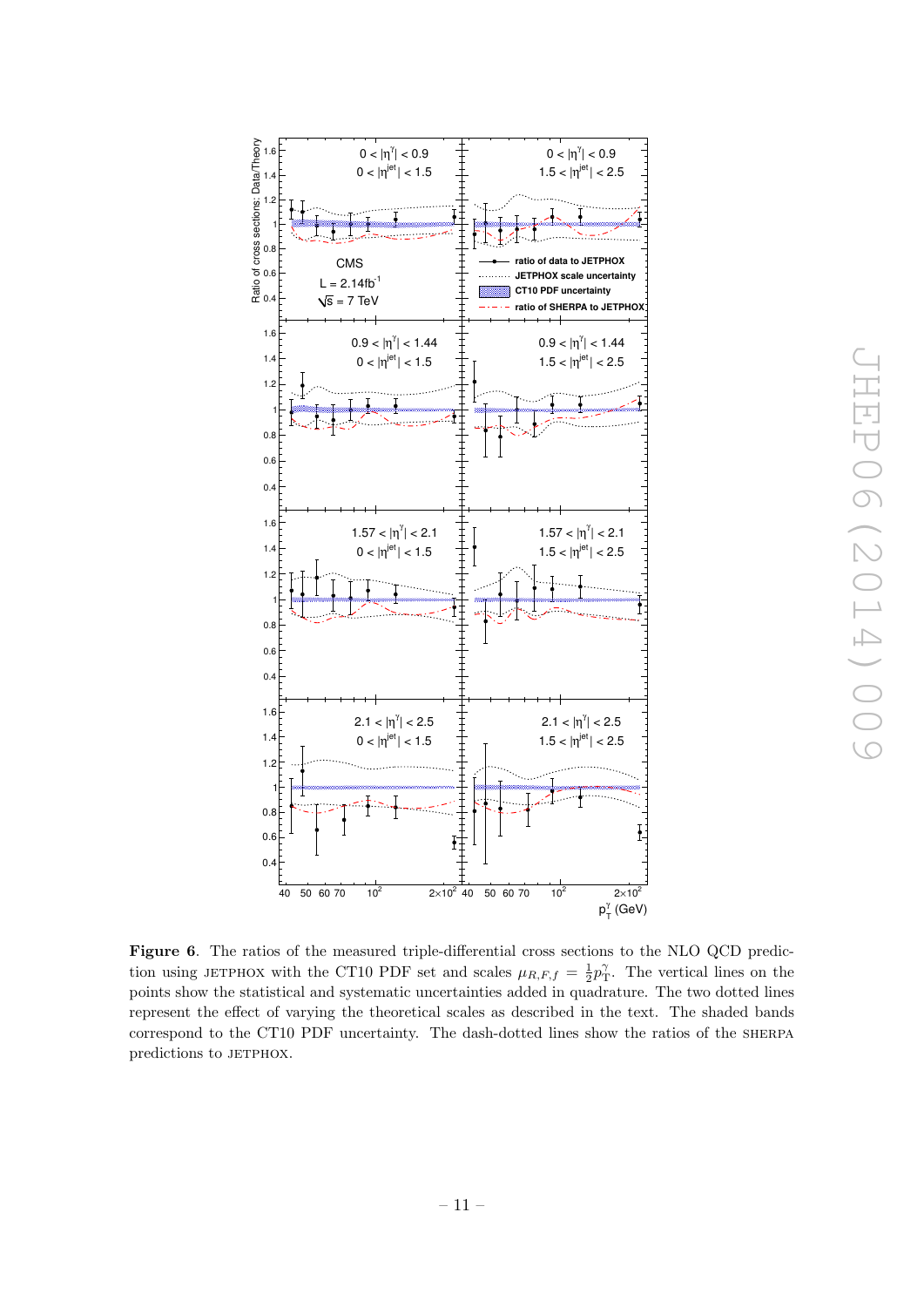**Figure 6**. The ratios of the measured triple-differential cross sections to the NLO QCD prediction using JETPHOX with the CT10 PDF set and scales $\mu_{R,F,f} = \frac{1}{2}p_{\mathrm{T}}^{\gamma}$. The vertical lines on the points show the statistical and systematic uncertainties added in quadrature. The two dotted lines represent the effect of varying the theoretical scales as described in the text. The shaded bands correspond to the CT10 PDF uncertainty. The dash-dotted lines show the ratios of the SHERPA predictions to JETPHOX.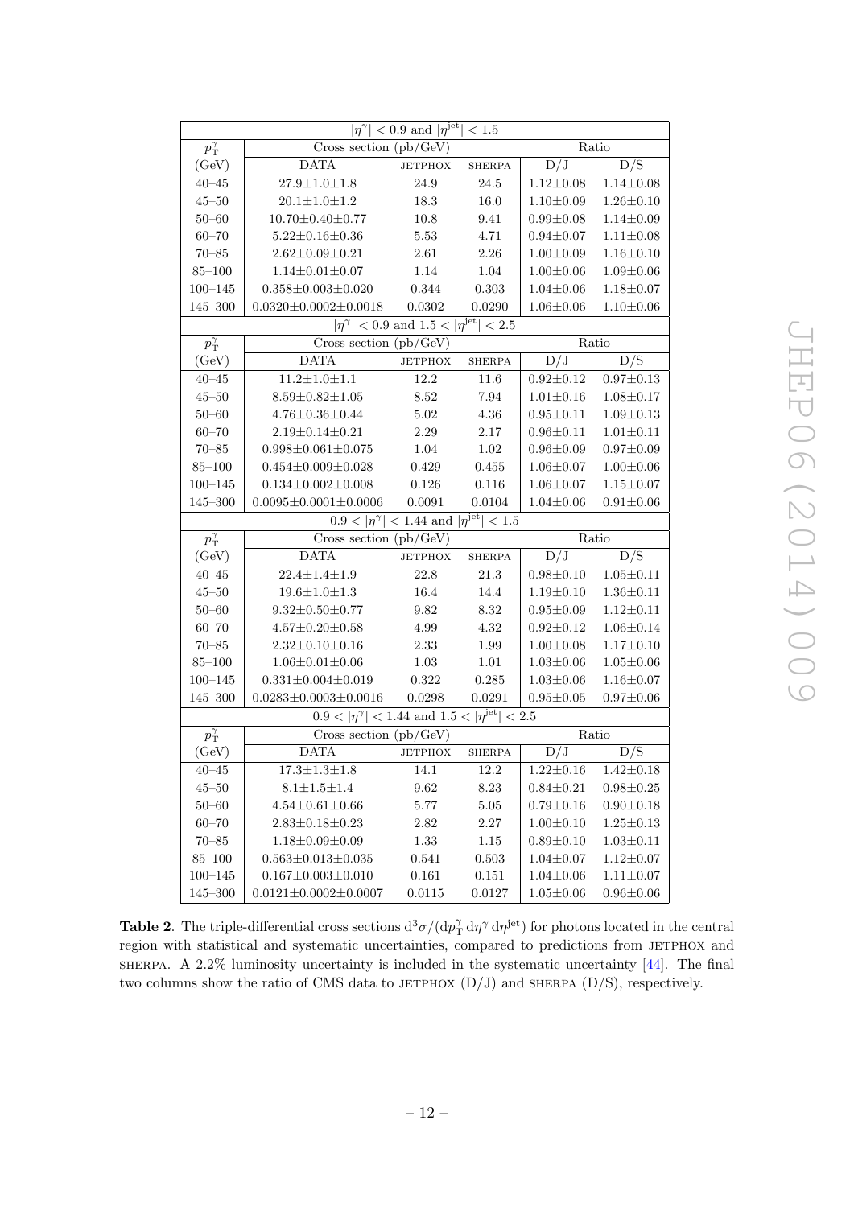| $p_T^\gamma$ (GeV) | Cross section (pb/GeV) DATA | JETPHOX | SHERPA | Ratio D/J | D/S |
|---|---|---|---|---|---|
| | $\lvert\eta^\gamma\rvert < 0.9$ and $\lvert\eta^{\rm jet}\rvert < 1.5$ | | | | |
| 40–45 | 27.9±1.0±1.8 | 24.9 | 24.5 | 1.12±0.08 | 1.14±0.08 |
| 45–50 | 20.1±1.0±1.2 | 18.3 | 16.0 | 1.10±0.09 | 1.26±0.10 |
| 50–60 | 10.70±0.40±0.77 | 10.8 | 9.41 | 0.99±0.08 | 1.14±0.09 |
| 60–70 | 5.22±0.16±0.36 | 5.53 | 4.71 | 0.94±0.07 | 1.11±0.08 |
| 70–85 | 2.62±0.09±0.21 | 2.61 | 2.26 | 1.00±0.09 | 1.16±0.10 |
| 85–100 | 1.14±0.01±0.07 | 1.14 | 1.04 | 1.00±0.06 | 1.09±0.06 |
| 100–145 | 0.358±0.003±0.020 | 0.344 | 0.303 | 1.04±0.06 | 1.18±0.07 |
| 145–300 | 0.0320±0.0002±0.0018 | 0.0302 | 0.0290 | 1.06±0.06 | 1.10±0.06 |
| | $\lvert\eta^\gamma\rvert < 0.9$ and $1.5 < \lvert\eta^{\rm jet}\rvert < 2.5$ | | | | |
| 40–45 | 11.2±1.0±1.1 | 12.2 | 11.6 | 0.92±0.12 | 0.97±0.13 |
| 45–50 | 8.59±0.82±1.05 | 8.52 | 7.94 | 1.01±0.16 | 1.08±0.17 |
| 50–60 | 4.76±0.36±0.44 | 5.02 | 4.36 | 0.95±0.11 | 1.09±0.13 |
| 60–70 | 2.19±0.14±0.21 | 2.29 | 2.17 | 0.96±0.11 | 1.01±0.11 |
| 70–85 | 0.998±0.061±0.075 | 1.04 | 1.02 | 0.96±0.09 | 0.97±0.09 |
| 85–100 | 0.454±0.009±0.028 | 0.429 | 0.455 | 1.06±0.07 | 1.00±0.06 |
| 100–145 | 0.134±0.002±0.008 | 0.126 | 0.116 | 1.06±0.07 | 1.15±0.07 |
| 145–300 | 0.0095±0.0001±0.0006 | 0.0091 | 0.0104 | 1.04±0.06 | 0.91±0.06 |
| | $0.9 < \lvert\eta^\gamma\rvert < 1.44$ and $\lvert\eta^{\rm jet}\rvert < 1.5$ | | | | |
| 40–45 | 22.4±1.4±1.9 | 22.8 | 21.3 | 0.98±0.10 | 1.05±0.11 |
| 45–50 | 19.6±1.0±1.3 | 16.4 | 14.4 | 1.19±0.10 | 1.36±0.11 |
| 50–60 | 9.32±0.50±0.77 | 9.82 | 8.32 | 0.95±0.09 | 1.12±0.11 |
| 60–70 | 4.57±0.20±0.58 | 4.99 | 4.32 | 0.92±0.12 | 1.06±0.14 |
| 70–85 | 2.32±0.10±0.16 | 2.33 | 1.99 | 1.00±0.08 | 1.17±0.10 |
| 85–100 | 1.06±0.01±0.06 | 1.03 | 1.01 | 1.03±0.06 | 1.05±0.06 |
| 100–145 | 0.331±0.004±0.019 | 0.322 | 0.285 | 1.03±0.06 | 1.16±0.07 |
| 145–300 | 0.0283±0.0003±0.0016 | 0.0298 | 0.0291 | 0.95±0.05 | 0.97±0.06 |
| | $0.9 < \lvert\eta^\gamma\rvert < 1.44$ and $1.5 < \lvert\eta^{\rm jet}\rvert < 2.5$ | | | | |
| 40–45 | 17.3±1.3±1.8 | 14.1 | 12.2 | 1.22±0.16 | 1.42±0.18 |
| 45–50 | 8.1±1.5±1.4 | 9.62 | 8.23 | 0.84±0.21 | 0.98±0.25 |
| 50–60 | 4.54±0.61±0.66 | 5.77 | 5.05 | 0.79±0.16 | 0.90±0.18 |
| 60–70 | 2.83±0.18±0.23 | 2.82 | 2.27 | 1.00±0.10 | 1.25±0.13 |
| 70–85 | 1.18±0.09±0.09 | 1.33 | 1.15 | 0.89±0.10 | 1.03±0.11 |
| 85–100 | 0.563±0.013±0.035 | 0.541 | 0.503 | 1.04±0.07 | 1.12±0.07 |
| 100–145 | 0.167±0.003±0.010 | 0.161 | 0.151 | 1.04±0.06 | 1.11±0.07 |
| 145–300 | 0.0121±0.0002±0.0007 | 0.0115 | 0.0127 | 1.05±0.06 | 0.96±0.06 |

**Table 2**. The triple-differential cross sections $d^3\sigma/(dp_T^\gamma\, d\eta^\gamma\, d\eta^{\rm jet})$ for photons located in the central region with statistical and systematic uncertainties, compared to predictions from JETPHOX and SHERPA. A 2.2% luminosity uncertainty is included in the systematic uncertainty [44]. The final two columns show the ratio of CMS data to JETPHOX (D/J) and SHERPA (D/S), respectively.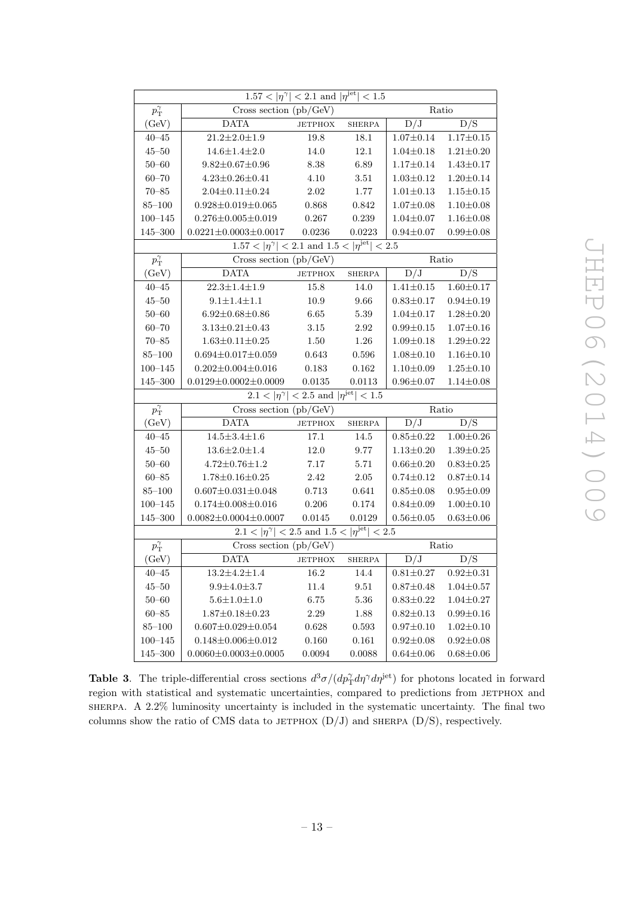| $1.57 < \|\eta^\gamma\| < 2.1$ and $\|\eta^{\text{jet}}\| < 1.5$ | | | | | |
|---|---|---|---|---|---|
| $p_T^\gamma$ | Cross section (pb/GeV) | | | Ratio | |
| (GeV) | DATA | JETPHOX | SHERPA | D/J | D/S |
| 40–45 | 21.2±2.0±1.9 | 19.8 | 18.1 | 1.07±0.14 | 1.17±0.15 |
| 45–50 | 14.6±1.4±2.0 | 14.0 | 12.1 | 1.04±0.18 | 1.21±0.20 |
| 50–60 | 9.82±0.67±0.96 | 8.38 | 6.89 | 1.17±0.14 | 1.43±0.17 |
| 60–70 | 4.23±0.26±0.41 | 4.10 | 3.51 | 1.03±0.12 | 1.20±0.14 |
| 70–85 | 2.04±0.11±0.24 | 2.02 | 1.77 | 1.01±0.13 | 1.15±0.15 |
| 85–100 | 0.928±0.019±0.065 | 0.868 | 0.842 | 1.07±0.08 | 1.10±0.08 |
| 100–145 | 0.276±0.005±0.019 | 0.267 | 0.239 | 1.04±0.07 | 1.16±0.08 |
| 145–300 | 0.0221±0.0003±0.0017 | 0.0236 | 0.0223 | 0.94±0.07 | 0.99±0.08 |
| $1.57 < \|\eta^\gamma\| < 2.1$ and $1.5 < \|\eta^{\text{jet}}\| < 2.5$ | | | | | |
| $p_T^\gamma$ | Cross section (pb/GeV) | | | Ratio | |
| (GeV) | DATA | JETPHOX | SHERPA | D/J | D/S |
| 40–45 | 22.3±1.4±1.9 | 15.8 | 14.0 | 1.41±0.15 | 1.60±0.17 |
| 45–50 | 9.1±1.4±1.1 | 10.9 | 9.66 | 0.83±0.17 | 0.94±0.19 |
| 50–60 | 6.92±0.68±0.86 | 6.65 | 5.39 | 1.04±0.17 | 1.28±0.20 |
| 60–70 | 3.13±0.21±0.43 | 3.15 | 2.92 | 0.99±0.15 | 1.07±0.16 |
| 70–85 | 1.63±0.11±0.25 | 1.50 | 1.26 | 1.09±0.18 | 1.29±0.22 |
| 85–100 | 0.694±0.017±0.059 | 0.643 | 0.596 | 1.08±0.10 | 1.16±0.10 |
| 100–145 | 0.202±0.004±0.016 | 0.183 | 0.162 | 1.10±0.09 | 1.25±0.10 |
| 145–300 | 0.0129±0.0002±0.0009 | 0.0135 | 0.0113 | 0.96±0.07 | 1.14±0.08 |
| $2.1 < \|\eta^\gamma\| < 2.5$ and $\|\eta^{\text{jet}}\| < 1.5$ | | | | | |
| $p_T^\gamma$ | Cross section (pb/GeV) | | | Ratio | |
| (GeV) | DATA | JETPHOX | SHERPA | D/J | D/S |
| 40–45 | 14.5±3.4±1.6 | 17.1 | 14.5 | 0.85±0.22 | 1.00±0.26 |
| 45–50 | 13.6±2.0±1.4 | 12.0 | 9.77 | 1.13±0.20 | 1.39±0.25 |
| 50–60 | 4.72±0.76±1.2 | 7.17 | 5.71 | 0.66±0.20 | 0.83±0.25 |
| 60–85 | 1.78±0.16±0.25 | 2.42 | 2.05 | 0.74±0.12 | 0.87±0.14 |
| 85–100 | 0.607±0.031±0.048 | 0.713 | 0.641 | 0.85±0.08 | 0.95±0.09 |
| 100–145 | 0.174±0.008±0.016 | 0.206 | 0.174 | 0.84±0.09 | 1.00±0.10 |
| 145–300 | 0.0082±0.0004±0.0007 | 0.0145 | 0.0129 | 0.56±0.05 | 0.63±0.06 |
| $2.1 < \|\eta^\gamma\| < 2.5$ and $1.5 < \|\eta^{\text{jet}}\| < 2.5$ | | | | | |
| $p_T^\gamma$ | Cross section (pb/GeV) | | | Ratio | |
| (GeV) | DATA | JETPHOX | SHERPA | D/J | D/S |
| 40–45 | 13.2±4.2±1.4 | 16.2 | 14.4 | 0.81±0.27 | 0.92±0.31 |
| 45–50 | 9.9±4.0±3.7 | 11.4 | 9.51 | 0.87±0.48 | 1.04±0.57 |
| 50–60 | 5.6±1.0±1.0 | 6.75 | 5.36 | 0.83±0.22 | 1.04±0.27 |
| 60–85 | 1.87±0.18±0.23 | 2.29 | 1.88 | 0.82±0.13 | 0.99±0.16 |
| 85–100 | 0.607±0.029±0.054 | 0.628 | 0.593 | 0.97±0.10 | 1.02±0.10 |
| 100–145 | 0.148±0.006±0.012 | 0.160 | 0.161 | 0.92±0.08 | 0.92±0.08 |
| 145–300 | 0.0060±0.0003±0.0005 | 0.0094 | 0.0088 | 0.64±0.06 | 0.68±0.06 |

**Table 3**. The triple-differential cross sections $d^3\sigma/(dp_T^\gamma d\eta^\gamma d\eta^{\text{jet}})$ for photons located in forward region with statistical and systematic uncertainties, compared to predictions from JETPHOX and SHERPA. A 2.2% luminosity uncertainty is included in the systematic uncertainty. The final two columns show the ratio of CMS data to JETPHOX (D/J) and SHERPA (D/S), respectively.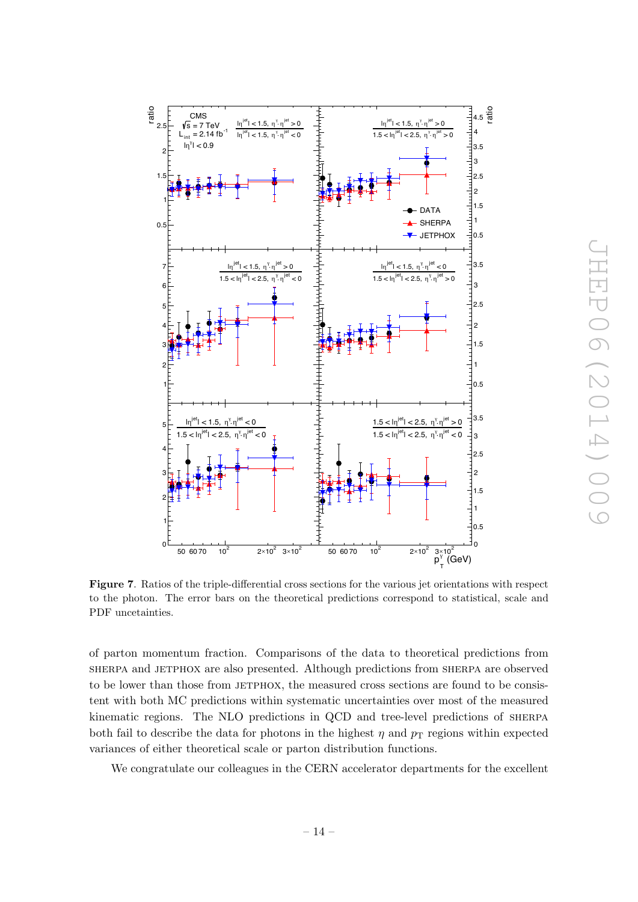**Figure 7**. Ratios of the triple-differential cross sections for the various jet orientations with respect to the photon. The error bars on the theoretical predictions correspond to statistical, scale and PDF uncetainties.

of parton momentum fraction. Comparisons of the data to theoretical predictions from SHERPA and JETPHOX are also presented. Although predictions from SHERPA are observed to be lower than those from JETPHOX, the measured cross sections are found to be consistent with both MC predictions within systematic uncertainties over most of the measured kinematic regions. The NLO predictions in QCD and tree-level predictions of SHERPA both fail to describe the data for photons in the highest $\eta$ and $p_{\mathrm{T}}$ regions within expected variances of either theoretical scale or parton distribution functions.

We congratulate our colleagues in the CERN accelerator departments for the excellent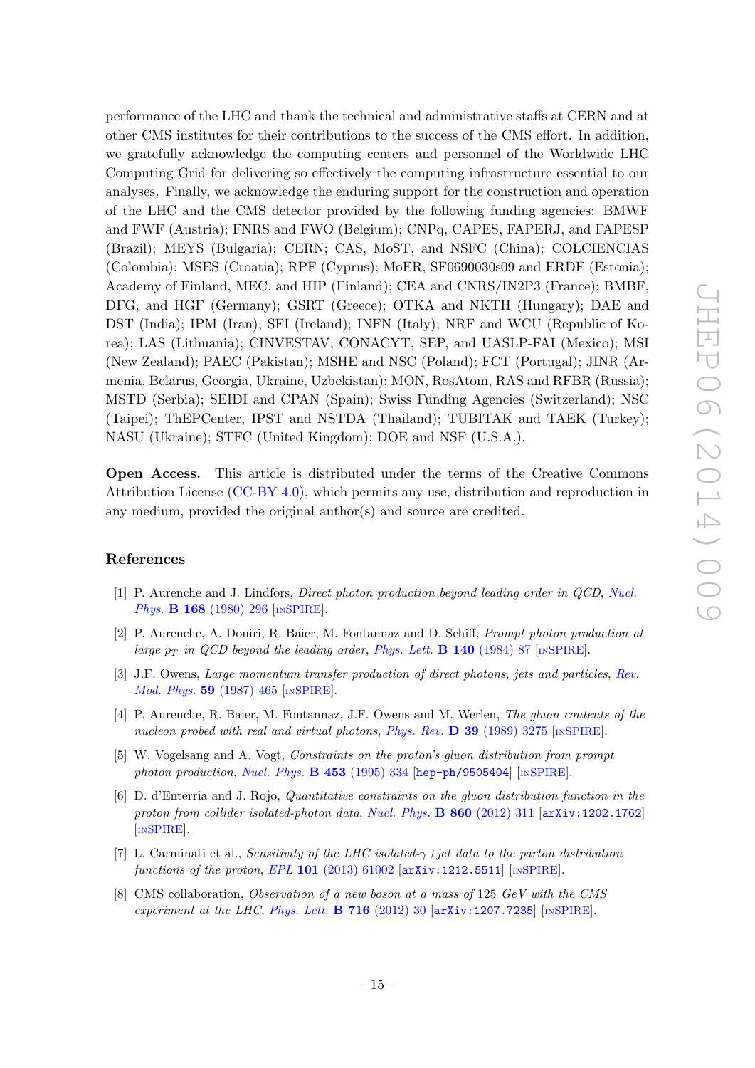performance of the LHC and thank the technical and administrative staffs at CERN and at other CMS institutes for their contributions to the success of the CMS effort. In addition, we gratefully acknowledge the computing centers and personnel of the Worldwide LHC Computing Grid for delivering so effectively the computing infrastructure essential to our analyses. Finally, we acknowledge the enduring support for the construction and operation of the LHC and the CMS detector provided by the following funding agencies: BMWF and FWF (Austria); FNRS and FWO (Belgium); CNPq, CAPES, FAPERJ, and FAPESP (Brazil); MEYS (Bulgaria); CERN; CAS, MoST, and NSFC (China); COLCIENCIAS (Colombia); MSES (Croatia); RPF (Cyprus); MoER, SF0690030s09 and ERDF (Estonia); Academy of Finland, MEC, and HIP (Finland); CEA and CNRS/IN2P3 (France); BMBF, DFG, and HGF (Germany); GSRT (Greece); OTKA and NKTH (Hungary); DAE and DST (India); IPM (Iran); SFI (Ireland); INFN (Italy); NRF and WCU (Republic of Korea); LAS (Lithuania); CINVESTAV, CONACYT, SEP, and UASLP-FAI (Mexico); MSI (New Zealand); PAEC (Pakistan); MSHE and NSC (Poland); FCT (Portugal); JINR (Armenia, Belarus, Georgia, Ukraine, Uzbekistan); MON, RosAtom, RAS and RFBR (Russia); MSTD (Serbia); SEIDI and CPAN (Spain); Swiss Funding Agencies (Switzerland); NSC (Taipei); ThEPCenter, IPST and NSTDA (Thailand); TUBITAK and TAEK (Turkey); NASU (Ukraine); STFC (United Kingdom); DOE and NSF (U.S.A.).

**Open Access.** This article is distributed under the terms of the Creative Commons Attribution License (CC-BY 4.0), which permits any use, distribution and reproduction in any medium, provided the original author(s) and source are credited.

## References

[1] P. Aurenche and J. Lindfors, *Direct photon production beyond leading order in QCD*, Nucl. Phys. **B 168** (1980) 296 [INSPIRE].

[2] P. Aurenche, A. Douiri, R. Baier, M. Fontannaz and D. Schiff, *Prompt photon production at large $p_T$ in QCD beyond the leading order*, Phys. Lett. **B 140** (1984) 87 [INSPIRE].

[3] J.F. Owens, *Large momentum transfer production of direct photons, jets and particles*, Rev. Mod. Phys. **59** (1987) 465 [INSPIRE].

[4] P. Aurenche, R. Baier, M. Fontannaz, J.F. Owens and M. Werlen, *The gluon contents of the nucleon probed with real and virtual photons*, Phys. Rev. **D 39** (1989) 3275 [INSPIRE].

[5] W. Vogelsang and A. Vogt, *Constraints on the proton's gluon distribution from prompt photon production*, Nucl. Phys. **B 453** (1995) 334 [hep-ph/9505404] [INSPIRE].

[6] D. d'Enterria and J. Rojo, *Quantitative constraints on the gluon distribution function in the proton from collider isolated-photon data*, Nucl. Phys. **B 860** (2012) 311 [arXiv:1202.1762] [INSPIRE].

[7] L. Carminati et al., *Sensitivity of the LHC isolated-$\gamma$+jet data to the parton distribution functions of the proton*, EPL **101** (2013) 61002 [arXiv:1212.5511] [INSPIRE].

[8] CMS collaboration, *Observation of a new boson at a mass of* 125 *GeV with the CMS experiment at the LHC*, Phys. Lett. **B 716** (2012) 30 [arXiv:1207.7235] [INSPIRE].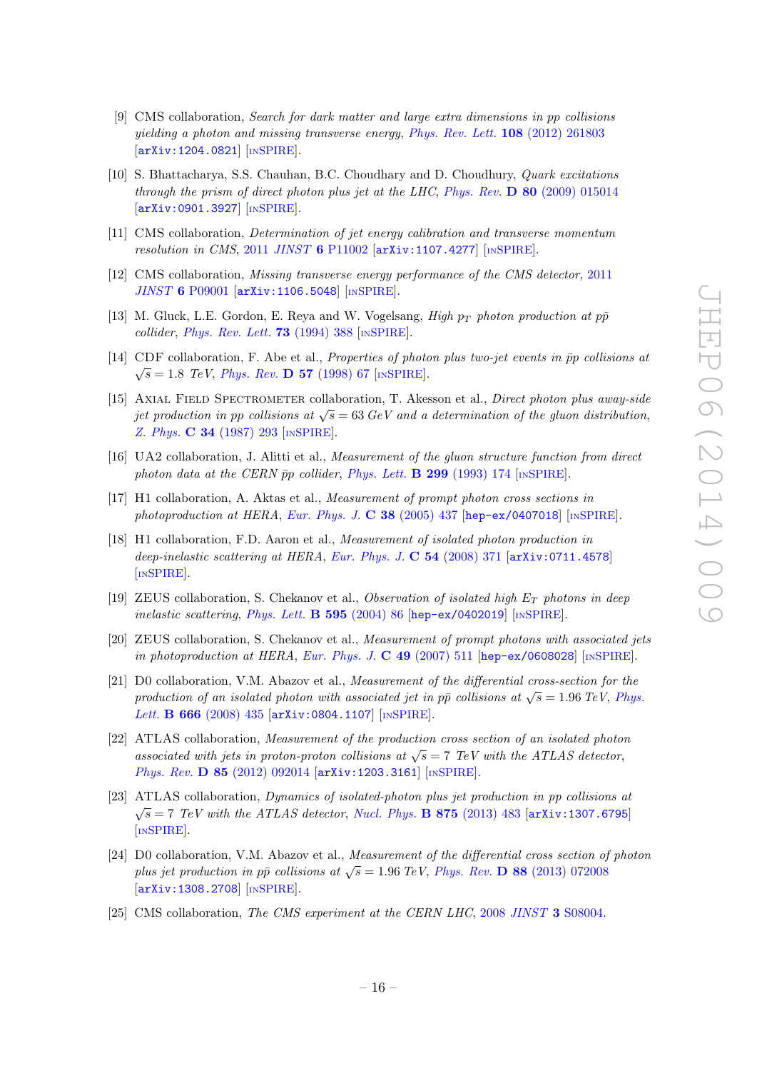- [9] CMS collaboration, *Search for dark matter and large extra dimensions in pp collisions yielding a photon and missing transverse energy*, *Phys. Rev. Lett.* **108** (2012) 261803 [arXiv:1204.0821] [INSPIRE].
- [10] S. Bhattacharya, S.S. Chauhan, B.C. Choudhary and D. Choudhury, *Quark excitations through the prism of direct photon plus jet at the LHC*, *Phys. Rev.* **D 80** (2009) 015014 [arXiv:0901.3927] [INSPIRE].
- [11] CMS collaboration, *Determination of jet energy calibration and transverse momentum resolution in CMS*, 2011 *JINST* **6** P11002 [arXiv:1107.4277] [INSPIRE].
- [12] CMS collaboration, *Missing transverse energy performance of the CMS detector*, 2011 *JINST* **6** P09001 [arXiv:1106.5048] [INSPIRE].
- [13] M. Gluck, L.E. Gordon, E. Reya and W. Vogelsang, *High $p_T$ photon production at $p\bar{p}$ collider*, *Phys. Rev. Lett.* **73** (1994) 388 [INSPIRE].
- [14] CDF collaboration, F. Abe et al., *Properties of photon plus two-jet events in $\bar{p}p$ collisions at $\sqrt{s} = 1.8$ TeV*, *Phys. Rev.* **D 57** (1998) 67 [INSPIRE].
- [15] Axial Field Spectrometer collaboration, T. Akesson et al., *Direct photon plus away-side jet production in pp collisions at $\sqrt{s} = 63$ GeV and a determination of the gluon distribution*, *Z. Phys.* **C 34** (1987) 293 [INSPIRE].
- [16] UA2 collaboration, J. Alitti et al., *Measurement of the gluon structure function from direct photon data at the CERN $\bar{p}p$ collider*, *Phys. Lett.* **B 299** (1993) 174 [INSPIRE].
- [17] H1 collaboration, A. Aktas et al., *Measurement of prompt photon cross sections in photoproduction at HERA*, *Eur. Phys. J.* **C 38** (2005) 437 [hep-ex/0407018] [INSPIRE].
- [18] H1 collaboration, F.D. Aaron et al., *Measurement of isolated photon production in deep-inelastic scattering at HERA*, *Eur. Phys. J.* **C 54** (2008) 371 [arXiv:0711.4578] [INSPIRE].
- [19] ZEUS collaboration, S. Chekanov et al., *Observation of isolated high $E_T$ photons in deep inelastic scattering*, *Phys. Lett.* **B 595** (2004) 86 [hep-ex/0402019] [INSPIRE].
- [20] ZEUS collaboration, S. Chekanov et al., *Measurement of prompt photons with associated jets in photoproduction at HERA*, *Eur. Phys. J.* **C 49** (2007) 511 [hep-ex/0608028] [INSPIRE].
- [21] D0 collaboration, V.M. Abazov et al., *Measurement of the differential cross-section for the production of an isolated photon with associated jet in $p\bar{p}$ collisions at $\sqrt{s} = 1.96$ TeV*, *Phys. Lett.* **B 666** (2008) 435 [arXiv:0804.1107] [INSPIRE].
- [22] ATLAS collaboration, *Measurement of the production cross section of an isolated photon associated with jets in proton-proton collisions at $\sqrt{s} = 7$ TeV with the ATLAS detector*, *Phys. Rev.* **D 85** (2012) 092014 [arXiv:1203.3161] [INSPIRE].
- [23] ATLAS collaboration, *Dynamics of isolated-photon plus jet production in pp collisions at $\sqrt{s} = 7$ TeV with the ATLAS detector*, *Nucl. Phys.* **B 875** (2013) 483 [arXiv:1307.6795] [INSPIRE].
- [24] D0 collaboration, V.M. Abazov et al., *Measurement of the differential cross section of photon plus jet production in $p\bar{p}$ collisions at $\sqrt{s} = 1.96$ TeV*, *Phys. Rev.* **D 88** (2013) 072008 [arXiv:1308.2708] [INSPIRE].
- [25] CMS collaboration, *The CMS experiment at the CERN LHC*, 2008 *JINST* **3** S08004.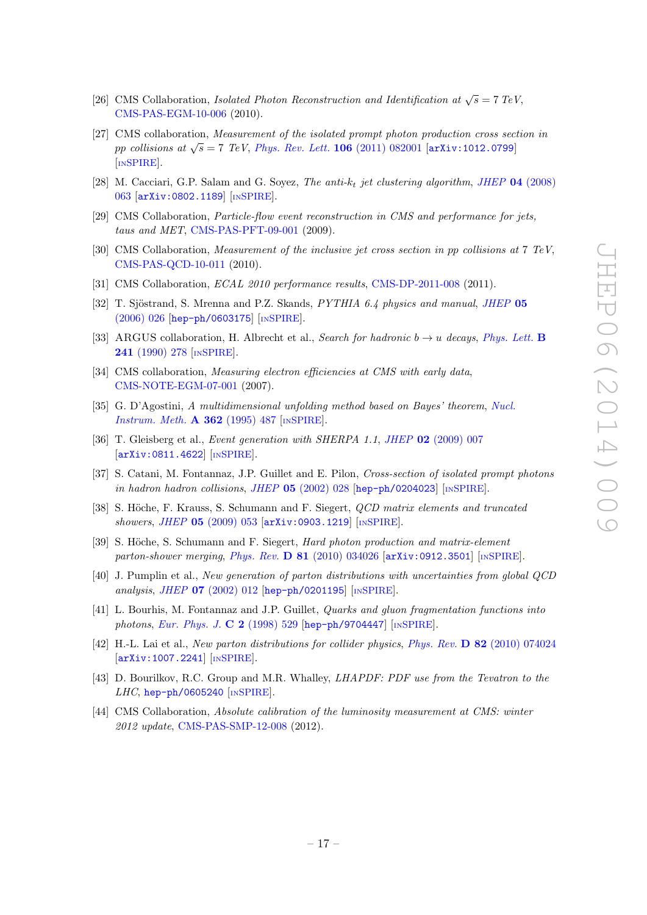[26] CMS Collaboration, *Isolated Photon Reconstruction and Identification at* $\sqrt{s} = 7$ *TeV*, CMS-PAS-EGM-10-006 (2010).

[27] CMS collaboration, *Measurement of the isolated prompt photon production cross section in pp collisions at* $\sqrt{s} = 7$ *TeV*, Phys. Rev. Lett. **106** (2011) 082001 [arXiv:1012.0799] [INSPIRE].

[28] M. Cacciari, G.P. Salam and G. Soyez, *The anti-*$k_t$ *jet clustering algorithm*, JHEP **04** (2008) 063 [arXiv:0802.1189] [INSPIRE].

[29] CMS Collaboration, *Particle-flow event reconstruction in CMS and performance for jets, taus and MET*, CMS-PAS-PFT-09-001 (2009).

[30] CMS Collaboration, *Measurement of the inclusive jet cross section in pp collisions at 7 TeV*, CMS-PAS-QCD-10-011 (2010).

[31] CMS Collaboration, *ECAL 2010 performance results*, CMS-DP-2011-008 (2011).

[32] T. Sjöstrand, S. Mrenna and P.Z. Skands, *PYTHIA 6.4 physics and manual*, JHEP **05** (2006) 026 [hep-ph/0603175] [INSPIRE].

[33] ARGUS collaboration, H. Albrecht et al., *Search for hadronic* $b \to u$ *decays*, Phys. Lett. **B 241** (1990) 278 [INSPIRE].

[34] CMS collaboration, *Measuring electron efficiencies at CMS with early data*, CMS-NOTE-EGM-07-001 (2007).

[35] G. D'Agostini, *A multidimensional unfolding method based on Bayes' theorem*, Nucl. Instrum. Meth. **A 362** (1995) 487 [INSPIRE].

[36] T. Gleisberg et al., *Event generation with SHERPA 1.1*, JHEP **02** (2009) 007 [arXiv:0811.4622] [INSPIRE].

[37] S. Catani, M. Fontannaz, J.P. Guillet and E. Pilon, *Cross-section of isolated prompt photons in hadron hadron collisions*, JHEP **05** (2002) 028 [hep-ph/0204023] [INSPIRE].

[38] S. Höche, F. Krauss, S. Schumann and F. Siegert, *QCD matrix elements and truncated showers*, JHEP **05** (2009) 053 [arXiv:0903.1219] [INSPIRE].

[39] S. Höche, S. Schumann and F. Siegert, *Hard photon production and matrix-element parton-shower merging*, Phys. Rev. **D 81** (2010) 034026 [arXiv:0912.3501] [INSPIRE].

[40] J. Pumplin et al., *New generation of parton distributions with uncertainties from global QCD analysis*, JHEP **07** (2002) 012 [hep-ph/0201195] [INSPIRE].

[41] L. Bourhis, M. Fontannaz and J.P. Guillet, *Quarks and gluon fragmentation functions into photons*, Eur. Phys. J. **C 2** (1998) 529 [hep-ph/9704447] [INSPIRE].

[42] H.-L. Lai et al., *New parton distributions for collider physics*, Phys. Rev. **D 82** (2010) 074024 [arXiv:1007.2241] [INSPIRE].

[43] D. Bourilkov, R.C. Group and M.R. Whalley, *LHAPDF: PDF use from the Tevatron to the LHC*, hep-ph/0605240 [INSPIRE].

[44] CMS Collaboration, *Absolute calibration of the luminosity measurement at CMS: winter 2012 update*, CMS-PAS-SMP-12-008 (2012).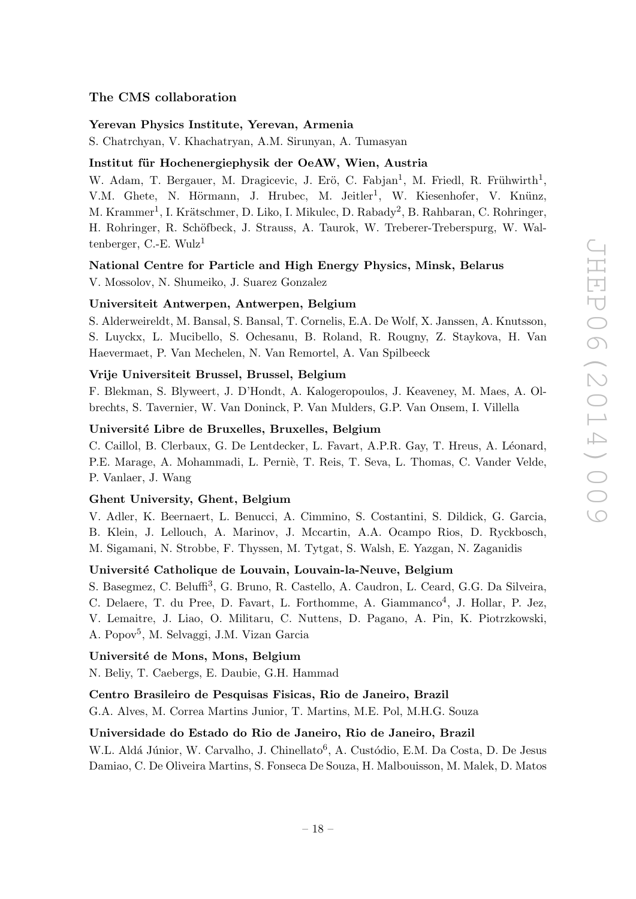## The CMS collaboration

**Yerevan Physics Institute, Yerevan, Armenia**

S. Chatrchyan, V. Khachatryan, A.M. Sirunyan, A. Tumasyan

**Institut für Hochenergiephysik der OeAW, Wien, Austria**

W. Adam, T. Bergauer, M. Dragicevic, J. Erö, C. Fabjan[1], M. Friedl, R. Frühwirth[1], V.M. Ghete, N. Hörmann, J. Hrubec, M. Jeitler[1], W. Kiesenhofer, V. Knünz, M. Krammer[1], I. Krätschmer, D. Liko, I. Mikulec, D. Rabady[2], B. Rahbaran, C. Rohringer, H. Rohringer, R. Schöfbeck, J. Strauss, A. Taurok, W. Treberer-Treberspurg, W. Waltenberger, C.-E. Wulz[1]

**National Centre for Particle and High Energy Physics, Minsk, Belarus**

V. Mossolov, N. Shumeiko, J. Suarez Gonzalez

**Universiteit Antwerpen, Antwerpen, Belgium**

S. Alderweireldt, M. Bansal, S. Bansal, T. Cornelis, E.A. De Wolf, X. Janssen, A. Knutsson, S. Luyckx, L. Mucibello, S. Ochesanu, B. Roland, R. Rougny, Z. Staykova, H. Van Haevermaet, P. Van Mechelen, N. Van Remortel, A. Van Spilbeeck

**Vrije Universiteit Brussel, Brussel, Belgium**

F. Blekman, S. Blyweert, J. D'Hondt, A. Kalogeropoulos, J. Keaveney, M. Maes, A. Olbrechts, S. Tavernier, W. Van Doninck, P. Van Mulders, G.P. Van Onsem, I. Villella

**Université Libre de Bruxelles, Bruxelles, Belgium**

C. Caillol, B. Clerbaux, G. De Lentdecker, L. Favart, A.P.R. Gay, T. Hreus, A. Léonard, P.E. Marage, A. Mohammadi, L. Perniè, T. Reis, T. Seva, L. Thomas, C. Vander Velde, P. Vanlaer, J. Wang

**Ghent University, Ghent, Belgium**

V. Adler, K. Beernaert, L. Benucci, A. Cimmino, S. Costantini, S. Dildick, G. Garcia, B. Klein, J. Lellouch, A. Marinov, J. Mccartin, A.A. Ocampo Rios, D. Ryckbosch, M. Sigamani, N. Strobbe, F. Thyssen, M. Tytgat, S. Walsh, E. Yazgan, N. Zaganidis

**Université Catholique de Louvain, Louvain-la-Neuve, Belgium**

S. Basegmez, C. Beluffi[3], G. Bruno, R. Castello, A. Caudron, L. Ceard, G.G. Da Silveira, C. Delaere, T. du Pree, D. Favart, L. Forthomme, A. Giammanco[4], J. Hollar, P. Jez, V. Lemaitre, J. Liao, O. Militaru, C. Nuttens, D. Pagano, A. Pin, K. Piotrzkowski, A. Popov[5], M. Selvaggi, J.M. Vizan Garcia

**Université de Mons, Mons, Belgium**

N. Beliy, T. Caebergs, E. Daubie, G.H. Hammad

**Centro Brasileiro de Pesquisas Fisicas, Rio de Janeiro, Brazil**

G.A. Alves, M. Correa Martins Junior, T. Martins, M.E. Pol, M.H.G. Souza

**Universidade do Estado do Rio de Janeiro, Rio de Janeiro, Brazil**

W.L. Aldá Júnior, W. Carvalho, J. Chinellato[6], A. Custódio, E.M. Da Costa, D. De Jesus Damiao, C. De Oliveira Martins, S. Fonseca De Souza, H. Malbouisson, M. Malek, D. Matos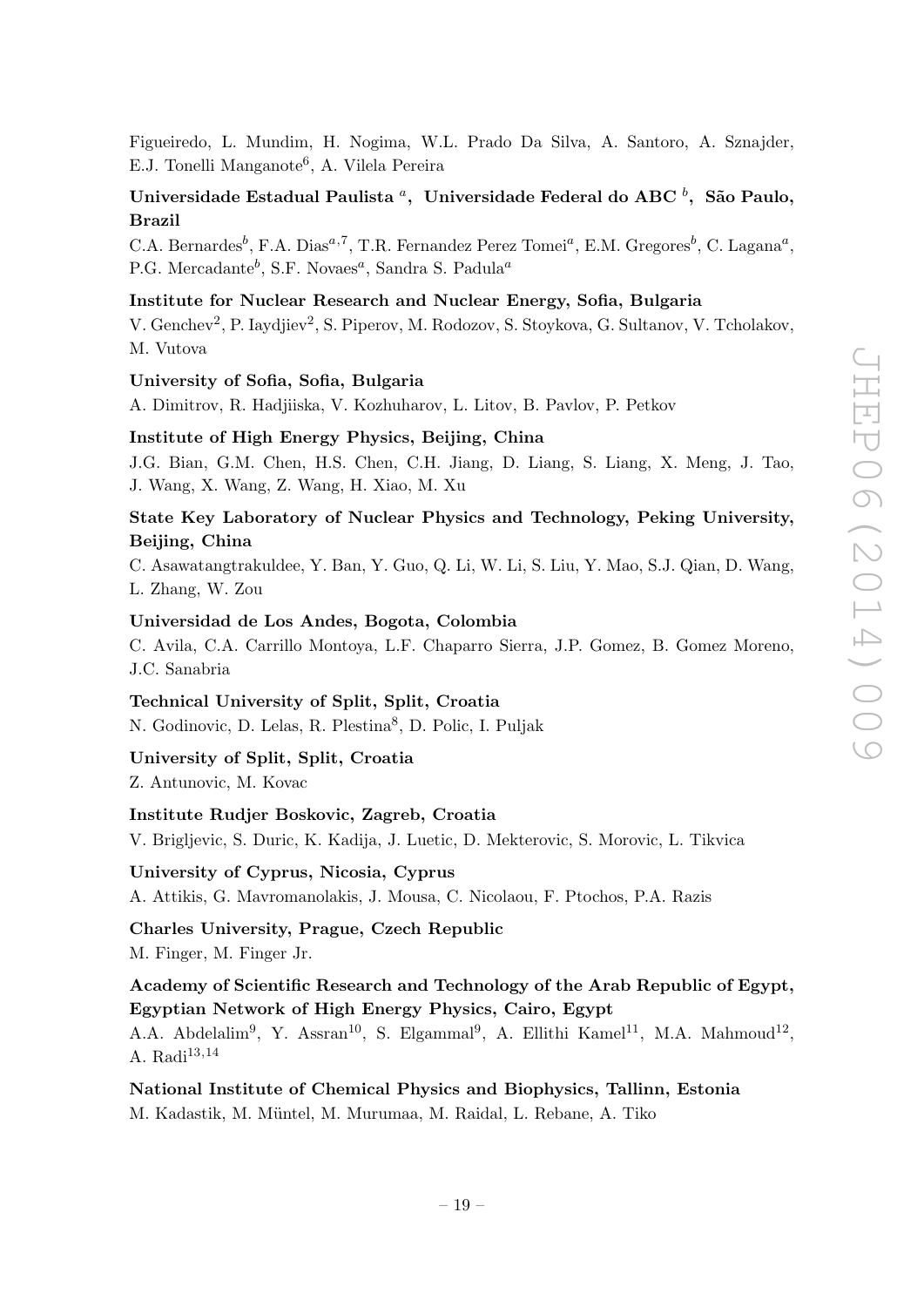Figueiredo, L. Mundim, H. Nogima, W.L. Prado Da Silva, A. Santoro, A. Sznajder, E.J. Tonelli Manganote[6], A. Vilela Pereira

**Universidade Estadual Paulista [a], Universidade Federal do ABC [b], São Paulo, Brazil**

C.A. Bernardes[b], F.A. Dias[a,7], T.R. Fernandez Perez Tomei[a], E.M. Gregores[b], C. Lagana[a], P.G. Mercadante[b], S.F. Novaes[a], Sandra S. Padula[a]

**Institute for Nuclear Research and Nuclear Energy, Sofia, Bulgaria**

V. Genchev[2], P. Iaydjiev[2], S. Piperov, M. Rodozov, S. Stoykova, G. Sultanov, V. Tcholakov, M. Vutova

**University of Sofia, Sofia, Bulgaria**

A. Dimitrov, R. Hadjiiska, V. Kozhuharov, L. Litov, B. Pavlov, P. Petkov

**Institute of High Energy Physics, Beijing, China**

J.G. Bian, G.M. Chen, H.S. Chen, C.H. Jiang, D. Liang, S. Liang, X. Meng, J. Tao, J. Wang, X. Wang, Z. Wang, H. Xiao, M. Xu

**State Key Laboratory of Nuclear Physics and Technology, Peking University, Beijing, China**

C. Asawatangtrakuldee, Y. Ban, Y. Guo, Q. Li, W. Li, S. Liu, Y. Mao, S.J. Qian, D. Wang, L. Zhang, W. Zou

**Universidad de Los Andes, Bogota, Colombia**

C. Avila, C.A. Carrillo Montoya, L.F. Chaparro Sierra, J.P. Gomez, B. Gomez Moreno, J.C. Sanabria

**Technical University of Split, Split, Croatia**

N. Godinovic, D. Lelas, R. Plestina[8], D. Polic, I. Puljak

**University of Split, Split, Croatia**

Z. Antunovic, M. Kovac

**Institute Rudjer Boskovic, Zagreb, Croatia**

V. Brigljevic, S. Duric, K. Kadija, J. Luetic, D. Mekterovic, S. Morovic, L. Tikvica

**University of Cyprus, Nicosia, Cyprus**

A. Attikis, G. Mavromanolakis, J. Mousa, C. Nicolaou, F. Ptochos, P.A. Razis

**Charles University, Prague, Czech Republic**

M. Finger, M. Finger Jr.

**Academy of Scientific Research and Technology of the Arab Republic of Egypt, Egyptian Network of High Energy Physics, Cairo, Egypt**

A.A. Abdelalim[9], Y. Assran[10], S. Elgammal[9], A. Ellithi Kamel[11], M.A. Mahmoud[12], A. Radi[13,14]

**National Institute of Chemical Physics and Biophysics, Tallinn, Estonia**

M. Kadastik, M. Müntel, M. Murumaa, M. Raidal, L. Rebane, A. Tiko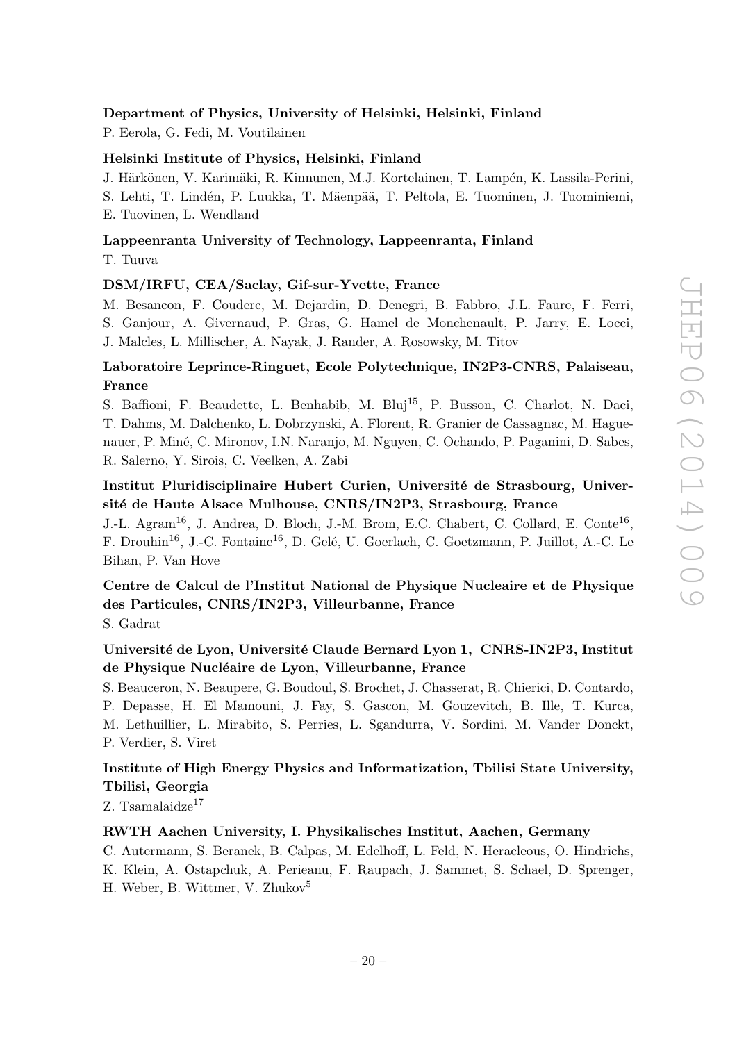**Department of Physics, University of Helsinki, Helsinki, Finland**
P. Eerola, G. Fedi, M. Voutilainen

**Helsinki Institute of Physics, Helsinki, Finland**
J. Härkönen, V. Karimäki, R. Kinnunen, M.J. Kortelainen, T. Lampén, K. Lassila-Perini, S. Lehti, T. Lindén, P. Luukka, T. Mäenpää, T. Peltola, E. Tuominen, J. Tuominiemi, E. Tuovinen, L. Wendland

**Lappeenranta University of Technology, Lappeenranta, Finland**
T. Tuuva

**DSM/IRFU, CEA/Saclay, Gif-sur-Yvette, France**
M. Besancon, F. Couderc, M. Dejardin, D. Denegri, B. Fabbro, J.L. Faure, F. Ferri, S. Ganjour, A. Givernaud, P. Gras, G. Hamel de Monchenault, P. Jarry, E. Locci, J. Malcles, L. Millischer, A. Nayak, J. Rander, A. Rosowsky, M. Titov

**Laboratoire Leprince-Ringuet, Ecole Polytechnique, IN2P3-CNRS, Palaiseau, France**
S. Baffioni, F. Beaudette, L. Benhabib, M. Bluj[15], P. Busson, C. Charlot, N. Daci, T. Dahms, M. Dalchenko, L. Dobrzynski, A. Florent, R. Granier de Cassagnac, M. Haguenauer, P. Miné, C. Mironov, I.N. Naranjo, M. Nguyen, C. Ochando, P. Paganini, D. Sabes, R. Salerno, Y. Sirois, C. Veelken, A. Zabi

**Institut Pluridisciplinaire Hubert Curien, Université de Strasbourg, Université de Haute Alsace Mulhouse, CNRS/IN2P3, Strasbourg, France**
J.-L. Agram[16], J. Andrea, D. Bloch, J.-M. Brom, E.C. Chabert, C. Collard, E. Conte[16], F. Drouhin[16], J.-C. Fontaine[16], D. Gelé, U. Goerlach, C. Goetzmann, P. Juillot, A.-C. Le Bihan, P. Van Hove

**Centre de Calcul de l'Institut National de Physique Nucleaire et de Physique des Particules, CNRS/IN2P3, Villeurbanne, France**
S. Gadrat

**Université de Lyon, Université Claude Bernard Lyon 1, CNRS-IN2P3, Institut de Physique Nucléaire de Lyon, Villeurbanne, France**
S. Beauceron, N. Beaupere, G. Boudoul, S. Brochet, J. Chasserat, R. Chierici, D. Contardo, P. Depasse, H. El Mamouni, J. Fay, S. Gascon, M. Gouzevitch, B. Ille, T. Kurca, M. Lethuillier, L. Mirabito, S. Perries, L. Sgandurra, V. Sordini, M. Vander Donckt, P. Verdier, S. Viret

**Institute of High Energy Physics and Informatization, Tbilisi State University, Tbilisi, Georgia**
Z. Tsamalaidze[17]

**RWTH Aachen University, I. Physikalisches Institut, Aachen, Germany**
C. Autermann, S. Beranek, B. Calpas, M. Edelhoff, L. Feld, N. Heracleous, O. Hindrichs, K. Klein, A. Ostapchuk, A. Perieanu, F. Raupach, J. Sammet, S. Schael, D. Sprenger, H. Weber, B. Wittmer, V. Zhukov[5]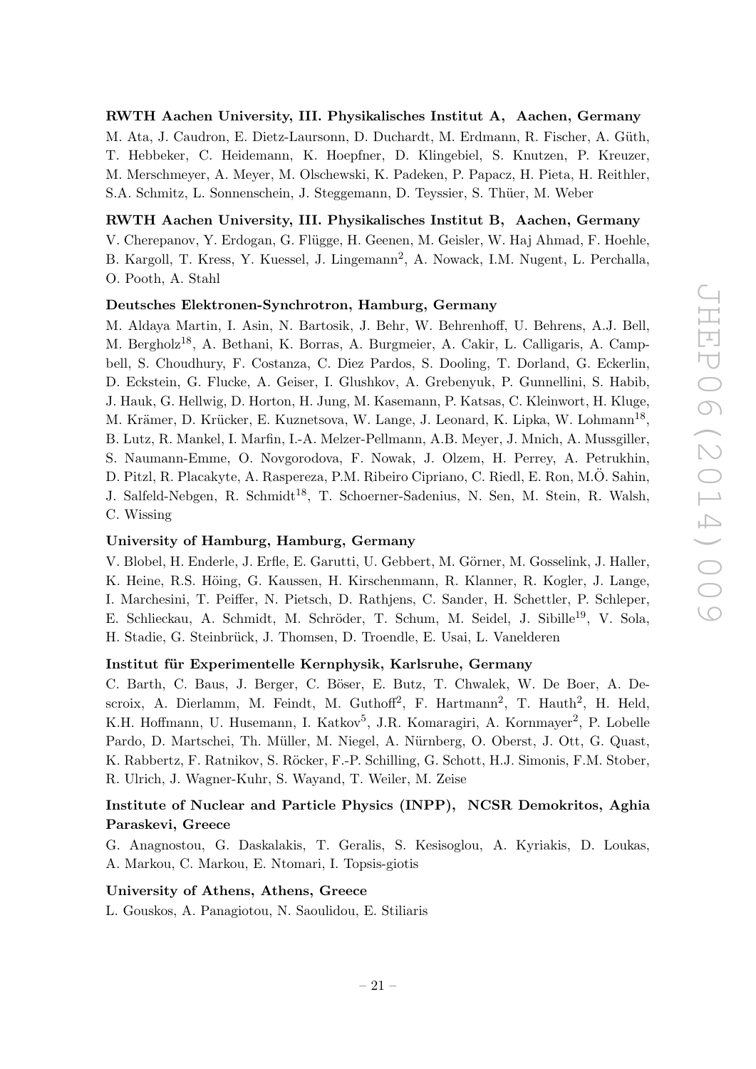**RWTH Aachen University, III. Physikalisches Institut A, Aachen, Germany**

M. Ata, J. Caudron, E. Dietz-Laursonn, D. Duchardt, M. Erdmann, R. Fischer, A. Güth, T. Hebbeker, C. Heidemann, K. Hoepfner, D. Klingebiel, S. Knutzen, P. Kreuzer, M. Merschmeyer, A. Meyer, M. Olschewski, K. Padeken, P. Papacz, H. Pieta, H. Reithler, S.A. Schmitz, L. Sonnenschein, J. Steggemann, D. Teyssier, S. Thüer, M. Weber

**RWTH Aachen University, III. Physikalisches Institut B, Aachen, Germany**

V. Cherepanov, Y. Erdogan, G. Flügge, H. Geenen, M. Geisler, W. Haj Ahmad, F. Hoehle, B. Kargoll, T. Kress, Y. Kuessel, J. Lingemann[2], A. Nowack, I.M. Nugent, L. Perchalla, O. Pooth, A. Stahl

**Deutsches Elektronen-Synchrotron, Hamburg, Germany**

M. Aldaya Martin, I. Asin, N. Bartosik, J. Behr, W. Behrenhoff, U. Behrens, A.J. Bell, M. Bergholz[18], A. Bethani, K. Borras, A. Burgmeier, A. Cakir, L. Calligaris, A. Campbell, S. Choudhury, F. Costanza, C. Diez Pardos, S. Dooling, T. Dorland, G. Eckerlin, D. Eckstein, G. Flucke, A. Geiser, I. Glushkov, A. Grebenyuk, P. Gunnellini, S. Habib, J. Hauk, G. Hellwig, D. Horton, H. Jung, M. Kasemann, P. Katsas, C. Kleinwort, H. Kluge, M. Krämer, D. Krücker, E. Kuznetsova, W. Lange, J. Leonard, K. Lipka, W. Lohmann[18], B. Lutz, R. Mankel, I. Marfin, I.-A. Melzer-Pellmann, A.B. Meyer, J. Mnich, A. Mussgiller, S. Naumann-Emme, O. Novgorodova, F. Nowak, J. Olzem, H. Perrey, A. Petrukhin, D. Pitzl, R. Placakyte, A. Raspereza, P.M. Ribeiro Cipriano, C. Riedl, E. Ron, M.Ö. Sahin, J. Salfeld-Nebgen, R. Schmidt[18], T. Schoerner-Sadenius, N. Sen, M. Stein, R. Walsh, C. Wissing

**University of Hamburg, Hamburg, Germany**

V. Blobel, H. Enderle, J. Erfle, E. Garutti, U. Gebbert, M. Görner, M. Gosselink, J. Haller, K. Heine, R.S. Höing, G. Kaussen, H. Kirschenmann, R. Klanner, R. Kogler, J. Lange, I. Marchesini, T. Peiffer, N. Pietsch, D. Rathjens, C. Sander, H. Schettler, P. Schleper, E. Schlieckau, A. Schmidt, M. Schröder, T. Schum, M. Seidel, J. Sibille[19], V. Sola, H. Stadie, G. Steinbrück, J. Thomsen, D. Troendle, E. Usai, L. Vanelderen

**Institut für Experimentelle Kernphysik, Karlsruhe, Germany**

C. Barth, C. Baus, J. Berger, C. Böser, E. Butz, T. Chwalek, W. De Boer, A. Descroix, A. Dierlamm, M. Feindt, M. Guthoff[2], F. Hartmann[2], T. Hauth[2], H. Held, K.H. Hoffmann, U. Husemann, I. Katkov[5], J.R. Komaragiri, A. Kornmayer[2], P. Lobelle Pardo, D. Martschei, Th. Müller, M. Niegel, A. Nürnberg, O. Oberst, J. Ott, G. Quast, K. Rabbertz, F. Ratnikov, S. Röcker, F.-P. Schilling, G. Schott, H.J. Simonis, F.M. Stober, R. Ulrich, J. Wagner-Kuhr, S. Wayand, T. Weiler, M. Zeise

**Institute of Nuclear and Particle Physics (INPP), NCSR Demokritos, Aghia Paraskevi, Greece**

G. Anagnostou, G. Daskalakis, T. Geralis, S. Kesisoglou, A. Kyriakis, D. Loukas, A. Markou, C. Markou, E. Ntomari, I. Topsis-giotis

**University of Athens, Athens, Greece**

L. Gouskos, A. Panagiotou, N. Saoulidou, E. Stiliaris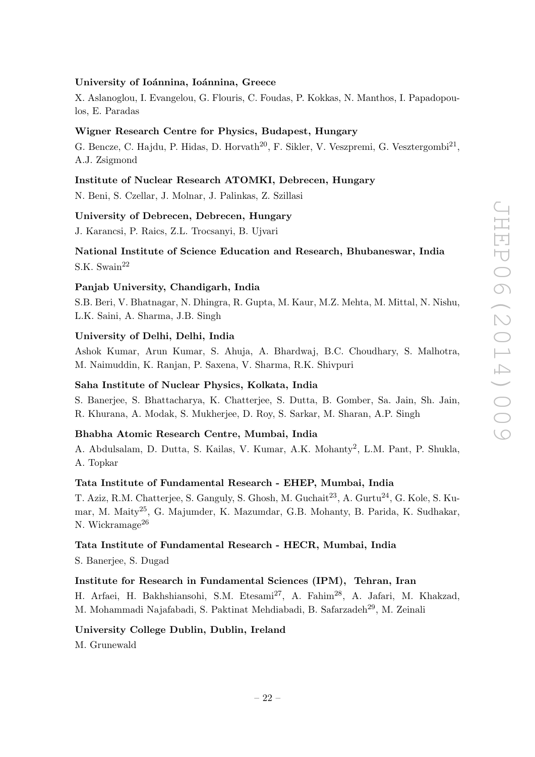**University of Ioánnina, Ioánnina, Greece**

X. Aslanoglou, I. Evangelou, G. Flouris, C. Foudas, P. Kokkas, N. Manthos, I. Papadopoulos, E. Paradas

**Wigner Research Centre for Physics, Budapest, Hungary**

G. Bencze, C. Hajdu, P. Hidas, D. Horvath[20], F. Sikler, V. Veszpremi, G. Vesztergombi[21], A.J. Zsigmond

**Institute of Nuclear Research ATOMKI, Debrecen, Hungary**

N. Beni, S. Czellar, J. Molnar, J. Palinkas, Z. Szillasi

**University of Debrecen, Debrecen, Hungary**

J. Karancsi, P. Raics, Z.L. Trocsanyi, B. Ujvari

**National Institute of Science Education and Research, Bhubaneswar, India**

S.K. Swain[22]

**Panjab University, Chandigarh, India**

S.B. Beri, V. Bhatnagar, N. Dhingra, R. Gupta, M. Kaur, M.Z. Mehta, M. Mittal, N. Nishu, L.K. Saini, A. Sharma, J.B. Singh

**University of Delhi, Delhi, India**

Ashok Kumar, Arun Kumar, S. Ahuja, A. Bhardwaj, B.C. Choudhary, S. Malhotra, M. Naimuddin, K. Ranjan, P. Saxena, V. Sharma, R.K. Shivpuri

**Saha Institute of Nuclear Physics, Kolkata, India**

S. Banerjee, S. Bhattacharya, K. Chatterjee, S. Dutta, B. Gomber, Sa. Jain, Sh. Jain, R. Khurana, A. Modak, S. Mukherjee, D. Roy, S. Sarkar, M. Sharan, A.P. Singh

**Bhabha Atomic Research Centre, Mumbai, India**

A. Abdulsalam, D. Dutta, S. Kailas, V. Kumar, A.K. Mohanty[2], L.M. Pant, P. Shukla, A. Topkar

**Tata Institute of Fundamental Research - EHEP, Mumbai, India**

T. Aziz, R.M. Chatterjee, S. Ganguly, S. Ghosh, M. Guchait[23], A. Gurtu[24], G. Kole, S. Kumar, M. Maity[25], G. Majumder, K. Mazumdar, G.B. Mohanty, B. Parida, K. Sudhakar, N. Wickramage[26]

**Tata Institute of Fundamental Research - HECR, Mumbai, India**

S. Banerjee, S. Dugad

**Institute for Research in Fundamental Sciences (IPM), Tehran, Iran**

H. Arfaei, H. Bakhshiansohi, S.M. Etesami[27], A. Fahim[28], A. Jafari, M. Khakzad, M. Mohammadi Najafabadi, S. Paktinat Mehdiabadi, B. Safarzadeh[29], M. Zeinali

**University College Dublin, Dublin, Ireland**

M. Grunewald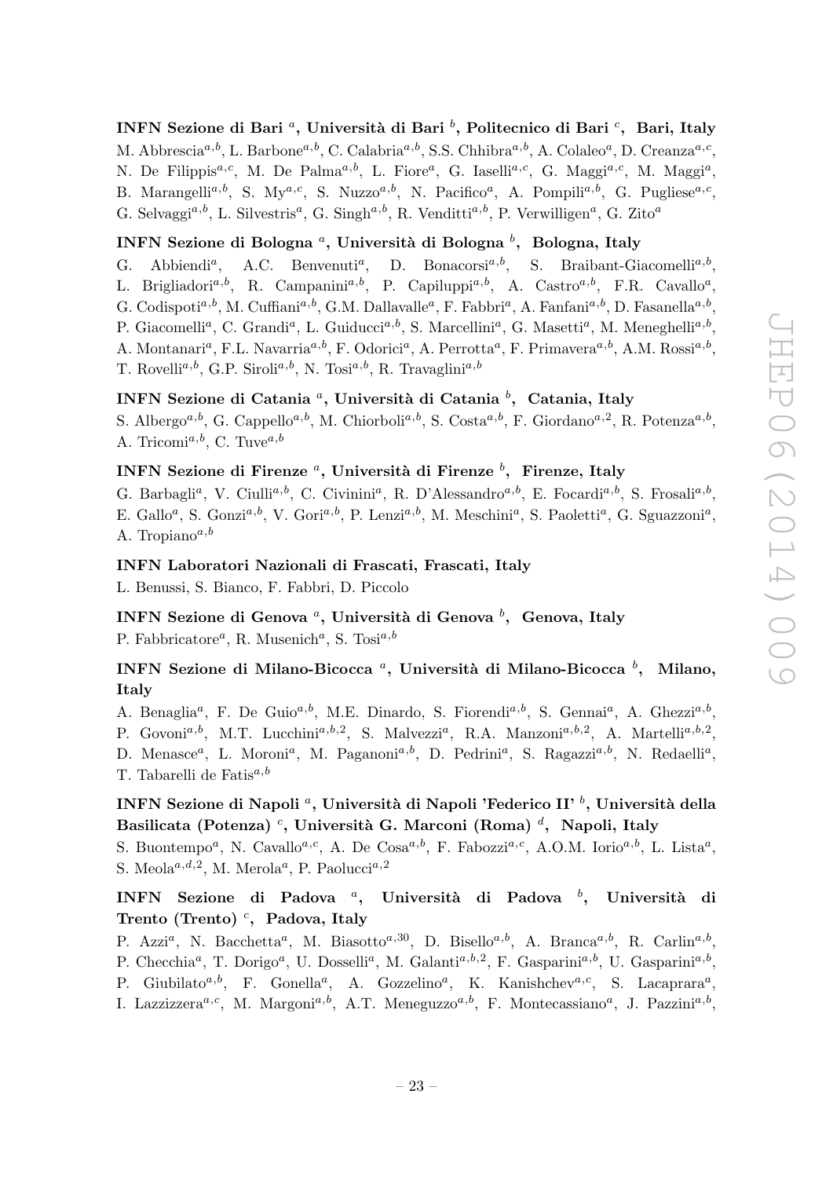**INFN Sezione di Bari [a], Università di Bari [b], Politecnico di Bari [c], Bari, Italy**

M. Abbrescia[a,b], L. Barbone[a,b], C. Calabria[a,b], S.S. Chhibra[a,b], A. Colaleo[a], D. Creanza[a,c], N. De Filippis[a,c], M. De Palma[a,b], L. Fiore[a], G. Iaselli[a,c], G. Maggi[a,c], M. Maggi[a], B. Marangelli[a,b], S. My[a,c], S. Nuzzo[a,b], N. Pacifico[a], A. Pompili[a,b], G. Pugliese[a,c], G. Selvaggi[a,b], L. Silvestris[a], G. Singh[a,b], R. Venditti[a,b], P. Verwilligen[a], G. Zito[a]

**INFN Sezione di Bologna [a], Università di Bologna [b], Bologna, Italy**

G. Abbiendi[a], A.C. Benvenuti[a], D. Bonacorsi[a,b], S. Braibant-Giacomelli[a,b], L. Brigliadori[a,b], R. Campanini[a,b], P. Capiluppi[a,b], A. Castro[a,b], F.R. Cavallo[a], G. Codispoti[a,b], M. Cuffiani[a,b], G.M. Dallavalle[a], F. Fabbri[a], A. Fanfani[a,b], D. Fasanella[a,b], P. Giacomelli[a], C. Grandi[a], L. Guiducci[a,b], S. Marcellini[a], G. Masetti[a], M. Meneghelli[a,b], A. Montanari[a], F.L. Navarria[a,b], F. Odorici[a], A. Perrotta[a], F. Primavera[a,b], A.M. Rossi[a,b], T. Rovelli[a,b], G.P. Siroli[a,b], N. Tosi[a,b], R. Travaglini[a,b]

**INFN Sezione di Catania [a], Università di Catania [b], Catania, Italy**

S. Albergo[a,b], G. Cappello[a,b], M. Chiorboli[a,b], S. Costa[a,b], F. Giordano[a,2], R. Potenza[a,b], A. Tricomi[a,b], C. Tuve[a,b]

**INFN Sezione di Firenze [a], Università di Firenze [b], Firenze, Italy**

G. Barbagli[a], V. Ciulli[a,b], C. Civinini[a], R. D'Alessandro[a,b], E. Focardi[a,b], S. Frosali[a,b], E. Gallo[a], S. Gonzi[a,b], V. Gori[a,b], P. Lenzi[a,b], M. Meschini[a], S. Paoletti[a], G. Sguazzoni[a], A. Tropiano[a,b]

**INFN Laboratori Nazionali di Frascati, Frascati, Italy**

L. Benussi, S. Bianco, F. Fabbri, D. Piccolo

**INFN Sezione di Genova [a], Università di Genova [b], Genova, Italy**

P. Fabbricatore[a], R. Musenich[a], S. Tosi[a,b]

**INFN Sezione di Milano-Bicocca [a], Università di Milano-Bicocca [b], Milano, Italy**

A. Benaglia[a], F. De Guio[a,b], M.E. Dinardo, S. Fiorendi[a,b], S. Gennai[a], A. Ghezzi[a,b], P. Govoni[a,b], M.T. Lucchini[a,b,2], S. Malvezzi[a], R.A. Manzoni[a,b,2], A. Martelli[a,b,2], D. Menasce[a], L. Moroni[a], M. Paganoni[a,b], D. Pedrini[a], S. Ragazzi[a,b], N. Redaelli[a], T. Tabarelli de Fatis[a,b]

**INFN Sezione di Napoli [a], Università di Napoli 'Federico II' [b], Università della Basilicata (Potenza) [c], Università G. Marconi (Roma) [d], Napoli, Italy**

S. Buontempo[a], N. Cavallo[a,c], A. De Cosa[a,b], F. Fabozzi[a,c], A.O.M. Iorio[a,b], L. Lista[a], S. Meola[a,d,2], M. Merola[a], P. Paolucci[a,2]

**INFN Sezione di Padova [a], Università di Padova [b], Università di Trento (Trento) [c], Padova, Italy**

P. Azzi[a], N. Bacchetta[a], M. Biasotto[a,30], D. Bisello[a,b], A. Branca[a,b], R. Carlin[a,b], P. Checchia[a], T. Dorigo[a], U. Dosselli[a], M. Galanti[a,b,2], F. Gasparini[a,b], U. Gasparini[a,b], P. Giubilato[a,b], F. Gonella[a], A. Gozzelino[a], K. Kanishchev[a,c], S. Lacaprara[a], I. Lazzizzera[a,c], M. Margoni[a,b], A.T. Meneguzzo[a,b], F. Montecassiano[a], J. Pazzini[a,b],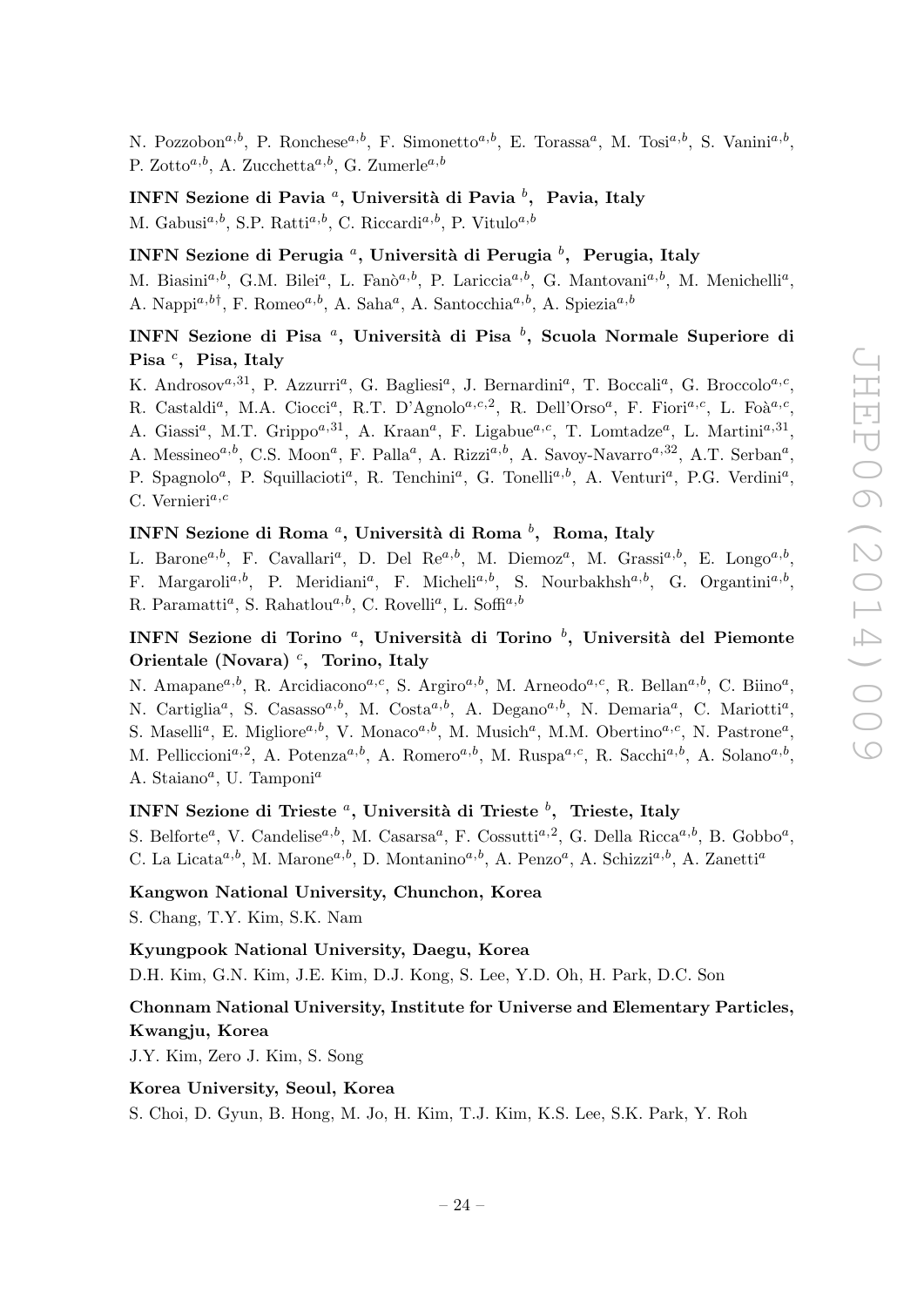N. Pozzobon[a,b], P. Ronchese[a,b], F. Simonetto[a,b], E. Torassa[a], M. Tosi[a,b], S. Vanini[a,b], P. Zotto[a,b], A. Zucchetta[a,b], G. Zumerle[a,b]

**INFN Sezione di Pavia [a], Università di Pavia [b], Pavia, Italy**

M. Gabusi[a,b], S.P. Ratti[a,b], C. Riccardi[a,b], P. Vitulo[a,b]

**INFN Sezione di Perugia [a], Università di Perugia [b], Perugia, Italy**

M. Biasini[a,b], G.M. Bilei[a], L. Fanò[a,b], P. Lariccia[a,b], G. Mantovani[a,b], M. Menichelli[a], A. Nappi[a,b†], F. Romeo[a,b], A. Saha[a], A. Santocchia[a,b], A. Spiezia[a,b]

**INFN Sezione di Pisa [a], Università di Pisa [b], Scuola Normale Superiore di Pisa [c], Pisa, Italy**

K. Androsov[a,31], P. Azzurri[a], G. Bagliesi[a], J. Bernardini[a], T. Boccali[a], G. Broccolo[a,c], R. Castaldi[a], M.A. Ciocci[a], R.T. D'Agnolo[a,c,2], R. Dell'Orso[a], F. Fiori[a,c], L. Foà[a,c], A. Giassi[a], M.T. Grippo[a,31], A. Kraan[a], F. Ligabue[a,c], T. Lomtadze[a], L. Martini[a,31], A. Messineo[a,b], C.S. Moon[a], F. Palla[a], A. Rizzi[a,b], A. Savoy-Navarro[a,32], A.T. Serban[a], P. Spagnolo[a], P. Squillacioti[a], R. Tenchini[a], G. Tonelli[a,b], A. Venturi[a], P.G. Verdini[a], C. Vernieri[a,c]

**INFN Sezione di Roma [a], Università di Roma [b], Roma, Italy**

L. Barone[a,b], F. Cavallari[a], D. Del Re[a,b], M. Diemoz[a], M. Grassi[a,b], E. Longo[a,b], F. Margaroli[a,b], P. Meridiani[a], F. Micheli[a,b], S. Nourbakhsh[a,b], G. Organtini[a,b], R. Paramatti[a], S. Rahatlou[a,b], C. Rovelli[a], L. Soffi[a,b]

**INFN Sezione di Torino [a], Università di Torino [b], Università del Piemonte Orientale (Novara) [c], Torino, Italy**

N. Amapane[a,b], R. Arcidiacono[a,c], S. Argiro[a,b], M. Arneodo[a,c], R. Bellan[a,b], C. Biino[a], N. Cartiglia[a], S. Casasso[a,b], M. Costa[a,b], A. Degano[a,b], N. Demaria[a], C. Mariotti[a], S. Maselli[a], E. Migliore[a,b], V. Monaco[a,b], M. Musich[a], M.M. Obertino[a,c], N. Pastrone[a], M. Pelliccioni[a,2], A. Potenza[a,b], A. Romero[a,b], M. Ruspa[a,c], R. Sacchi[a,b], A. Solano[a,b], A. Staiano[a], U. Tamponi[a]

**INFN Sezione di Trieste [a], Università di Trieste [b], Trieste, Italy**

S. Belforte[a], V. Candelise[a,b], M. Casarsa[a], F. Cossutti[a,2], G. Della Ricca[a,b], B. Gobbo[a], C. La Licata[a,b], M. Marone[a,b], D. Montanino[a,b], A. Penzo[a], A. Schizzi[a,b], A. Zanetti[a]

**Kangwon National University, Chunchon, Korea**

S. Chang, T.Y. Kim, S.K. Nam

**Kyungpook National University, Daegu, Korea**

D.H. Kim, G.N. Kim, J.E. Kim, D.J. Kong, S. Lee, Y.D. Oh, H. Park, D.C. Son

**Chonnam National University, Institute for Universe and Elementary Particles, Kwangju, Korea**

J.Y. Kim, Zero J. Kim, S. Song

**Korea University, Seoul, Korea**

S. Choi, D. Gyun, B. Hong, M. Jo, H. Kim, T.J. Kim, K.S. Lee, S.K. Park, Y. Roh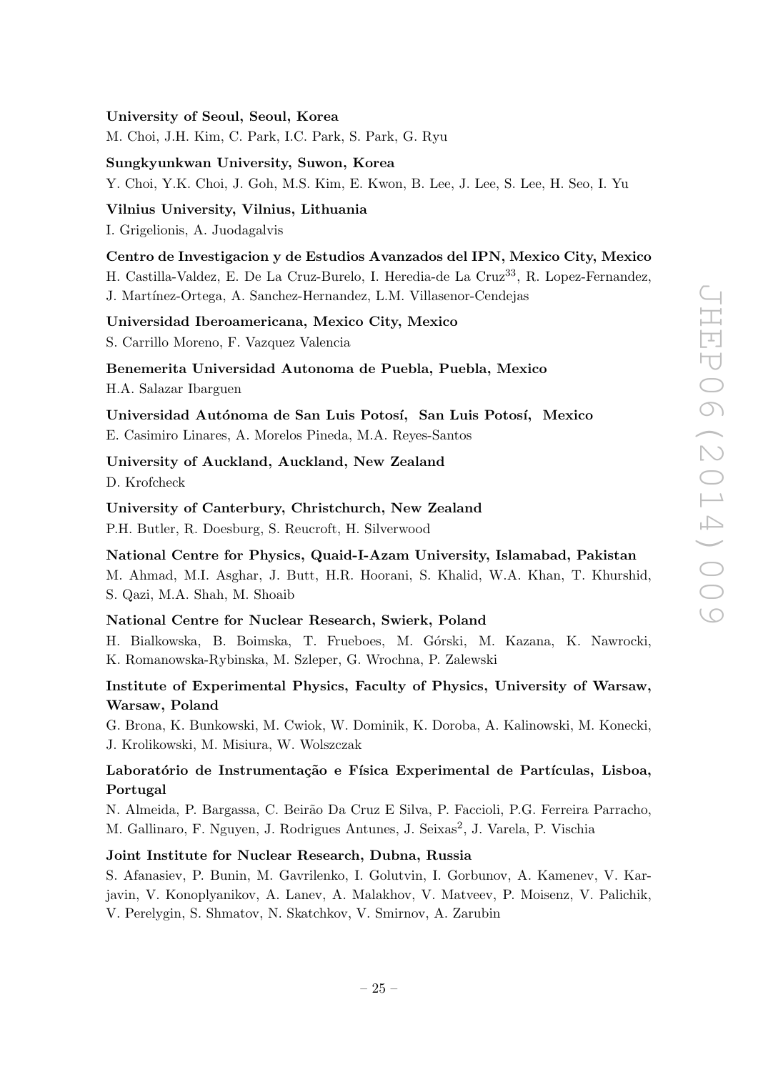**University of Seoul, Seoul, Korea**
M. Choi, J.H. Kim, C. Park, I.C. Park, S. Park, G. Ryu

**Sungkyunkwan University, Suwon, Korea**
Y. Choi, Y.K. Choi, J. Goh, M.S. Kim, E. Kwon, B. Lee, J. Lee, S. Lee, H. Seo, I. Yu

**Vilnius University, Vilnius, Lithuania**
I. Grigelionis, A. Juodagalvis

**Centro de Investigacion y de Estudios Avanzados del IPN, Mexico City, Mexico**
H. Castilla-Valdez, E. De La Cruz-Burelo, I. Heredia-de La Cruz[33], R. Lopez-Fernandez, J. Martínez-Ortega, A. Sanchez-Hernandez, L.M. Villasenor-Cendejas

**Universidad Iberoamericana, Mexico City, Mexico**
S. Carrillo Moreno, F. Vazquez Valencia

**Benemerita Universidad Autonoma de Puebla, Puebla, Mexico**
H.A. Salazar Ibarguen

**Universidad Autónoma de San Luis Potosí, San Luis Potosí, Mexico**
E. Casimiro Linares, A. Morelos Pineda, M.A. Reyes-Santos

**University of Auckland, Auckland, New Zealand**
D. Krofcheck

**University of Canterbury, Christchurch, New Zealand**
P.H. Butler, R. Doesburg, S. Reucroft, H. Silverwood

**National Centre for Physics, Quaid-I-Azam University, Islamabad, Pakistan**
M. Ahmad, M.I. Asghar, J. Butt, H.R. Hoorani, S. Khalid, W.A. Khan, T. Khurshid, S. Qazi, M.A. Shah, M. Shoaib

**National Centre for Nuclear Research, Swierk, Poland**
H. Bialkowska, B. Boimska, T. Frueboes, M. Górski, M. Kazana, K. Nawrocki, K. Romanowska-Rybinska, M. Szleper, G. Wrochna, P. Zalewski

**Institute of Experimental Physics, Faculty of Physics, University of Warsaw, Warsaw, Poland**
G. Brona, K. Bunkowski, M. Cwiok, W. Dominik, K. Doroba, A. Kalinowski, M. Konecki, J. Krolikowski, M. Misiura, W. Wolszczak

**Laboratório de Instrumentação e Física Experimental de Partículas, Lisboa, Portugal**
N. Almeida, P. Bargassa, C. Beirão Da Cruz E Silva, P. Faccioli, P.G. Ferreira Parracho, M. Gallinaro, F. Nguyen, J. Rodrigues Antunes, J. Seixas[2], J. Varela, P. Vischia

**Joint Institute for Nuclear Research, Dubna, Russia**
S. Afanasiev, P. Bunin, M. Gavrilenko, I. Golutvin, I. Gorbunov, A. Kamenev, V. Karjavin, V. Konoplyanikov, A. Lanev, A. Malakhov, V. Matveev, P. Moisenz, V. Palichik, V. Perelygin, S. Shmatov, N. Skatchkov, V. Smirnov, A. Zarubin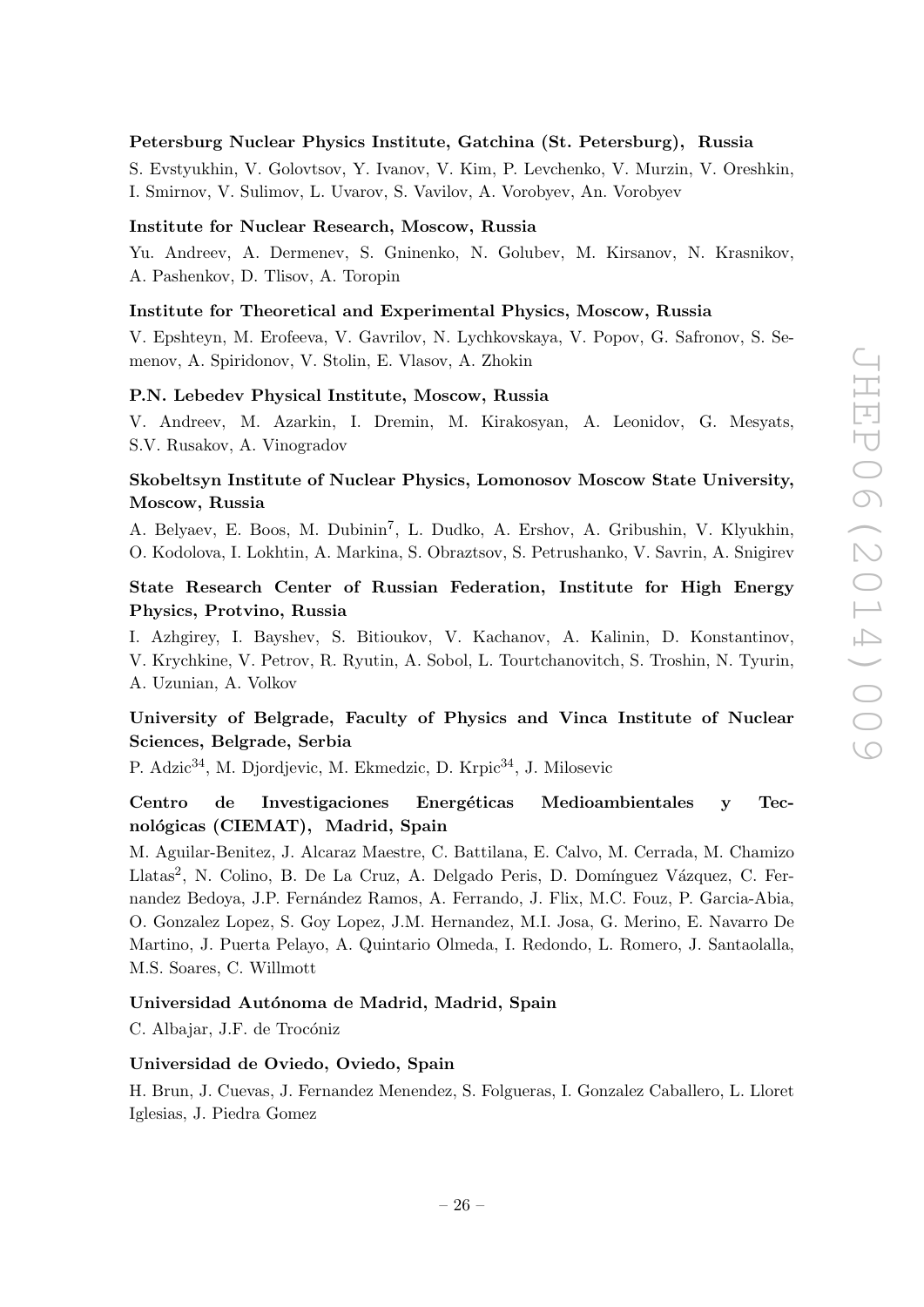**Petersburg Nuclear Physics Institute, Gatchina (St. Petersburg), Russia**

S. Evstyukhin, V. Golovtsov, Y. Ivanov, V. Kim, P. Levchenko, V. Murzin, V. Oreshkin, I. Smirnov, V. Sulimov, L. Uvarov, S. Vavilov, A. Vorobyev, An. Vorobyev

**Institute for Nuclear Research, Moscow, Russia**

Yu. Andreev, A. Dermenev, S. Gninenko, N. Golubev, M. Kirsanov, N. Krasnikov, A. Pashenkov, D. Tlisov, A. Toropin

**Institute for Theoretical and Experimental Physics, Moscow, Russia**

V. Epshteyn, M. Erofeeva, V. Gavrilov, N. Lychkovskaya, V. Popov, G. Safronov, S. Semenov, A. Spiridonov, V. Stolin, E. Vlasov, A. Zhokin

**P.N. Lebedev Physical Institute, Moscow, Russia**

V. Andreev, M. Azarkin, I. Dremin, M. Kirakosyan, A. Leonidov, G. Mesyats, S.V. Rusakov, A. Vinogradov

**Skobeltsyn Institute of Nuclear Physics, Lomonosov Moscow State University, Moscow, Russia**

A. Belyaev, E. Boos, M. Dubinin[7], L. Dudko, A. Ershov, A. Gribushin, V. Klyukhin, O. Kodolova, I. Lokhtin, A. Markina, S. Obraztsov, S. Petrushanko, V. Savrin, A. Snigirev

**State Research Center of Russian Federation, Institute for High Energy Physics, Protvino, Russia**

I. Azhgirey, I. Bayshev, S. Bitioukov, V. Kachanov, A. Kalinin, D. Konstantinov, V. Krychkine, V. Petrov, R. Ryutin, A. Sobol, L. Tourtchanovitch, S. Troshin, N. Tyurin, A. Uzunian, A. Volkov

**University of Belgrade, Faculty of Physics and Vinca Institute of Nuclear Sciences, Belgrade, Serbia**

P. Adzic[34], M. Djordjevic, M. Ekmedzic, D. Krpic[34], J. Milosevic

**Centro de Investigaciones Energéticas Medioambientales y Tecnológicas (CIEMAT), Madrid, Spain**

M. Aguilar-Benitez, J. Alcaraz Maestre, C. Battilana, E. Calvo, M. Cerrada, M. Chamizo Llatas[2], N. Colino, B. De La Cruz, A. Delgado Peris, D. Domínguez Vázquez, C. Fernandez Bedoya, J.P. Fernández Ramos, A. Ferrando, J. Flix, M.C. Fouz, P. Garcia-Abia, O. Gonzalez Lopez, S. Goy Lopez, J.M. Hernandez, M.I. Josa, G. Merino, E. Navarro De Martino, J. Puerta Pelayo, A. Quintario Olmeda, I. Redondo, L. Romero, J. Santaolalla, M.S. Soares, C. Willmott

**Universidad Autónoma de Madrid, Madrid, Spain**

C. Albajar, J.F. de Trocóniz

**Universidad de Oviedo, Oviedo, Spain**

H. Brun, J. Cuevas, J. Fernandez Menendez, S. Folgueras, I. Gonzalez Caballero, L. Lloret Iglesias, J. Piedra Gomez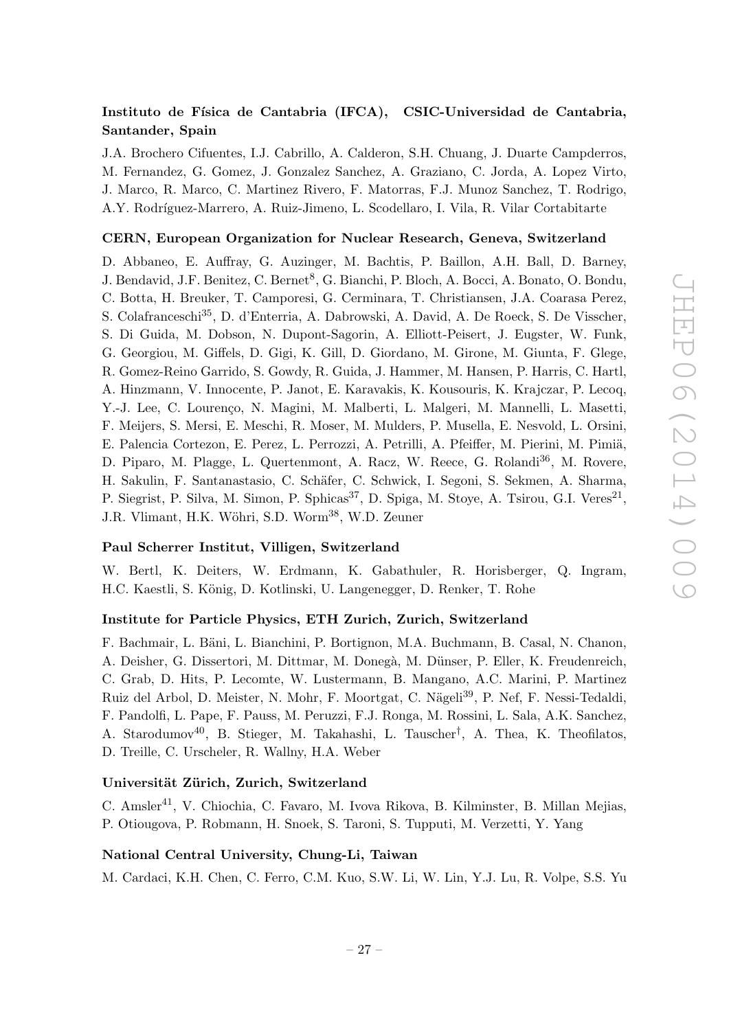### Instituto de Física de Cantabria (IFCA), CSIC-Universidad de Cantabria, Santander, Spain

J.A. Brochero Cifuentes, I.J. Cabrillo, A. Calderon, S.H. Chuang, J. Duarte Campderros, M. Fernandez, G. Gomez, J. Gonzalez Sanchez, A. Graziano, C. Jorda, A. Lopez Virto, J. Marco, R. Marco, C. Martinez Rivero, F. Matorras, F.J. Munoz Sanchez, T. Rodrigo, A.Y. Rodríguez-Marrero, A. Ruiz-Jimeno, L. Scodellaro, I. Vila, R. Vilar Cortabitarte

### CERN, European Organization for Nuclear Research, Geneva, Switzerland

D. Abbaneo, E. Auffray, G. Auzinger, M. Bachtis, P. Baillon, A.H. Ball, D. Barney, J. Bendavid, J.F. Benitez, C. Bernet[8], G. Bianchi, P. Bloch, A. Bocci, A. Bonato, O. Bondu, C. Botta, H. Breuker, T. Camporesi, G. Cerminara, T. Christiansen, J.A. Coarasa Perez, S. Colafranceschi[35], D. d'Enterria, A. Dabrowski, A. David, A. De Roeck, S. De Visscher, S. Di Guida, M. Dobson, N. Dupont-Sagorin, A. Elliott-Peisert, J. Eugster, W. Funk, G. Georgiou, M. Giffels, D. Gigi, K. Gill, D. Giordano, M. Girone, M. Giunta, F. Glege, R. Gomez-Reino Garrido, S. Gowdy, R. Guida, J. Hammer, M. Hansen, P. Harris, C. Hartl, A. Hinzmann, V. Innocente, P. Janot, E. Karavakis, K. Kousouris, K. Krajczar, P. Lecoq, Y.-J. Lee, C. Lourenço, N. Magini, M. Malberti, L. Malgeri, M. Mannelli, L. Masetti, F. Meijers, S. Mersi, E. Meschi, R. Moser, M. Mulders, P. Musella, E. Nesvold, L. Orsini, E. Palencia Cortezon, E. Perez, L. Perrozzi, A. Petrilli, A. Pfeiffer, M. Pierini, M. Pimiä, D. Piparo, M. Plagge, L. Quertenmont, A. Racz, W. Reece, G. Rolandi[36], M. Rovere, H. Sakulin, F. Santanastasio, C. Schäfer, C. Schwick, I. Segoni, S. Sekmen, A. Sharma, P. Siegrist, P. Silva, M. Simon, P. Sphicas[37], D. Spiga, M. Stoye, A. Tsirou, G.I. Veres[21], J.R. Vlimant, H.K. Wöhri, S.D. Worm[38], W.D. Zeuner

### Paul Scherrer Institut, Villigen, Switzerland

W. Bertl, K. Deiters, W. Erdmann, K. Gabathuler, R. Horisberger, Q. Ingram, H.C. Kaestli, S. König, D. Kotlinski, U. Langenegger, D. Renker, T. Rohe

### Institute for Particle Physics, ETH Zurich, Zurich, Switzerland

F. Bachmair, L. Bäni, L. Bianchini, P. Bortignon, M.A. Buchmann, B. Casal, N. Chanon, A. Deisher, G. Dissertori, M. Dittmar, M. Donegà, M. Dünser, P. Eller, K. Freudenreich, C. Grab, D. Hits, P. Lecomte, W. Lustermann, B. Mangano, A.C. Marini, P. Martinez Ruiz del Arbol, D. Meister, N. Mohr, F. Moortgat, C. Nägeli[39], P. Nef, F. Nessi-Tedaldi, F. Pandolfi, L. Pape, F. Pauss, M. Peruzzi, F.J. Ronga, M. Rossini, L. Sala, A.K. Sanchez, A. Starodumov[40], B. Stieger, M. Takahashi, L. Tauscher[†], A. Thea, K. Theofilatos, D. Treille, C. Urscheler, R. Wallny, H.A. Weber

### Universität Zürich, Zurich, Switzerland

C. Amsler[41], V. Chiochia, C. Favaro, M. Ivova Rikova, B. Kilminster, B. Millan Mejias, P. Otiougova, P. Robmann, H. Snoek, S. Taroni, S. Tupputi, M. Verzetti, Y. Yang

### National Central University, Chung-Li, Taiwan

M. Cardaci, K.H. Chen, C. Ferro, C.M. Kuo, S.W. Li, W. Lin, Y.J. Lu, R. Volpe, S.S. Yu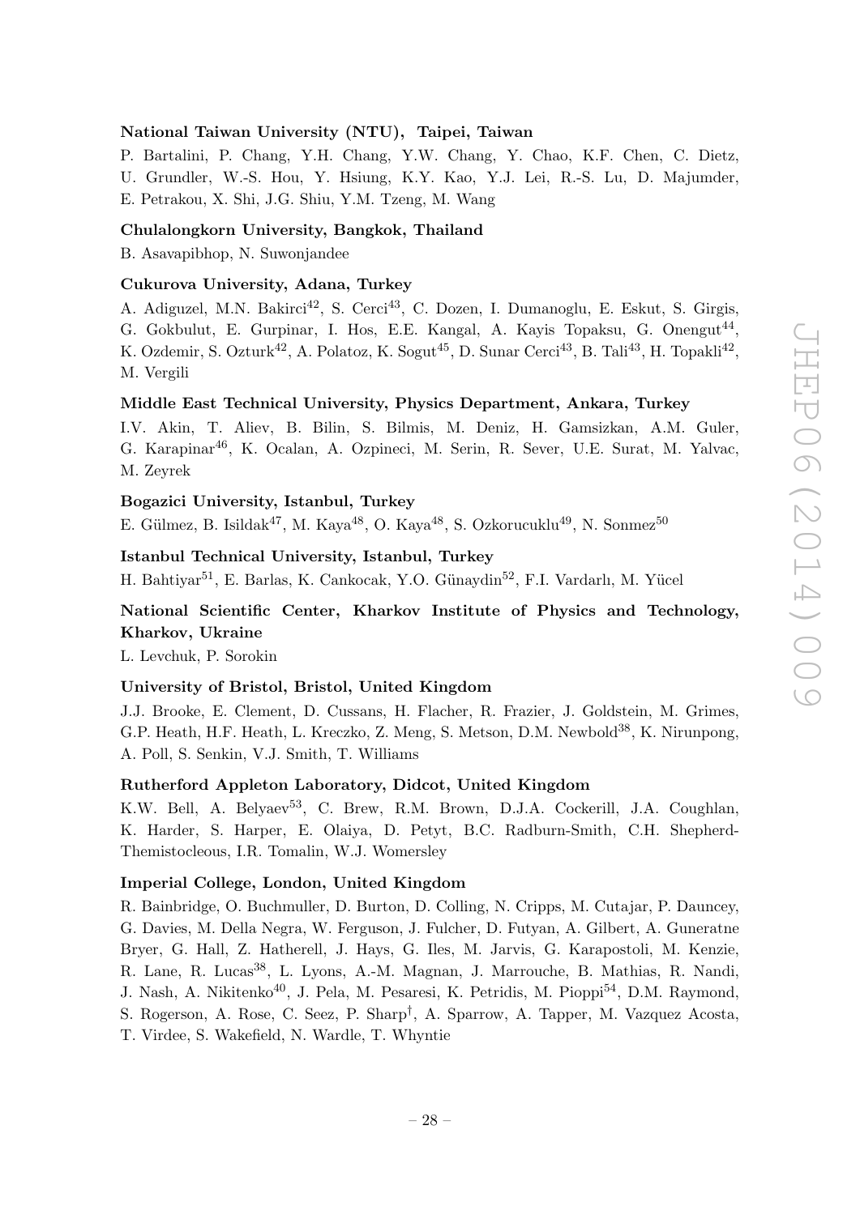**National Taiwan University (NTU), Taipei, Taiwan**

P. Bartalini, P. Chang, Y.H. Chang, Y.W. Chang, Y. Chao, K.F. Chen, C. Dietz, U. Grundler, W.-S. Hou, Y. Hsiung, K.Y. Kao, Y.J. Lei, R.-S. Lu, D. Majumder, E. Petrakou, X. Shi, J.G. Shiu, Y.M. Tzeng, M. Wang

**Chulalongkorn University, Bangkok, Thailand**

B. Asavapibhop, N. Suwonjandee

**Cukurova University, Adana, Turkey**

A. Adiguzel, M.N. Bakirci[42], S. Cerci[43], C. Dozen, I. Dumanoglu, E. Eskut, S. Girgis, G. Gokbulut, E. Gurpinar, I. Hos, E.E. Kangal, A. Kayis Topaksu, G. Onengut[44], K. Ozdemir, S. Ozturk[42], A. Polatoz, K. Sogut[45], D. Sunar Cerci[43], B. Tali[43], H. Topakli[42], M. Vergili

**Middle East Technical University, Physics Department, Ankara, Turkey**

I.V. Akin, T. Aliev, B. Bilin, S. Bilmis, M. Deniz, H. Gamsizkan, A.M. Guler, G. Karapinar[46], K. Ocalan, A. Ozpineci, M. Serin, R. Sever, U.E. Surat, M. Yalvac, M. Zeyrek

**Bogazici University, Istanbul, Turkey**

E. Gülmez, B. Isildak[47], M. Kaya[48], O. Kaya[48], S. Ozkorucuklu[49], N. Sonmez[50]

**Istanbul Technical University, Istanbul, Turkey**

H. Bahtiyar[51], E. Barlas, K. Cankocak, Y.O. Günaydin[52], F.I. Vardarlı, M. Yücel

**National Scientific Center, Kharkov Institute of Physics and Technology, Kharkov, Ukraine**

L. Levchuk, P. Sorokin

**University of Bristol, Bristol, United Kingdom**

J.J. Brooke, E. Clement, D. Cussans, H. Flacher, R. Frazier, J. Goldstein, M. Grimes, G.P. Heath, H.F. Heath, L. Kreczko, Z. Meng, S. Metson, D.M. Newbold[38], K. Nirunpong, A. Poll, S. Senkin, V.J. Smith, T. Williams

**Rutherford Appleton Laboratory, Didcot, United Kingdom**

K.W. Bell, A. Belyaev[53], C. Brew, R.M. Brown, D.J.A. Cockerill, J.A. Coughlan, K. Harder, S. Harper, E. Olaiya, D. Petyt, B.C. Radburn-Smith, C.H. Shepherd-Themistocleous, I.R. Tomalin, W.J. Womersley

**Imperial College, London, United Kingdom**

R. Bainbridge, O. Buchmuller, D. Burton, D. Colling, N. Cripps, M. Cutajar, P. Dauncey, G. Davies, M. Della Negra, W. Ferguson, J. Fulcher, D. Futyan, A. Gilbert, A. Guneratne Bryer, G. Hall, Z. Hatherell, J. Hays, G. Iles, M. Jarvis, G. Karapostoli, M. Kenzie, R. Lane, R. Lucas[38], L. Lyons, A.-M. Magnan, J. Marrouche, B. Mathias, R. Nandi, J. Nash, A. Nikitenko[40], J. Pela, M. Pesaresi, K. Petridis, M. Pioppi[54], D.M. Raymond, S. Rogerson, A. Rose, C. Seez, P. Sharp[†], A. Sparrow, A. Tapper, M. Vazquez Acosta, T. Virdee, S. Wakefield, N. Wardle, T. Whyntie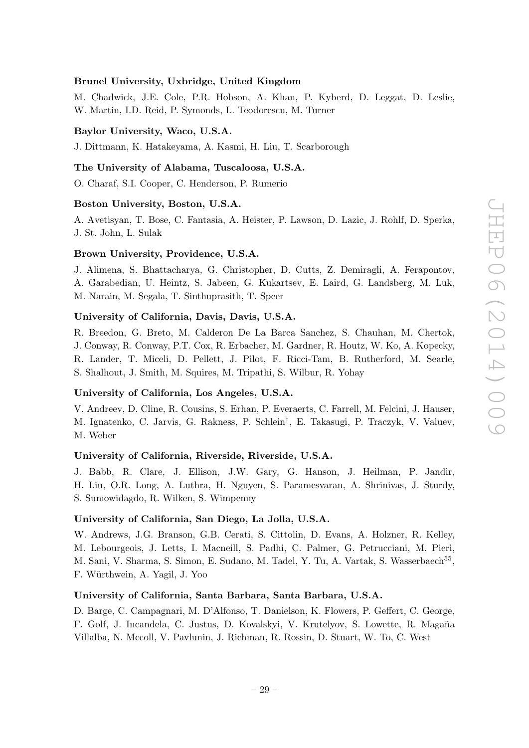**Brunel University, Uxbridge, United Kingdom**

M. Chadwick, J.E. Cole, P.R. Hobson, A. Khan, P. Kyberd, D. Leggat, D. Leslie, W. Martin, I.D. Reid, P. Symonds, L. Teodorescu, M. Turner

**Baylor University, Waco, U.S.A.**

J. Dittmann, K. Hatakeyama, A. Kasmi, H. Liu, T. Scarborough

**The University of Alabama, Tuscaloosa, U.S.A.**

O. Charaf, S.I. Cooper, C. Henderson, P. Rumerio

**Boston University, Boston, U.S.A.**

A. Avetisyan, T. Bose, C. Fantasia, A. Heister, P. Lawson, D. Lazic, J. Rohlf, D. Sperka, J. St. John, L. Sulak

**Brown University, Providence, U.S.A.**

J. Alimena, S. Bhattacharya, G. Christopher, D. Cutts, Z. Demiragli, A. Ferapontov, A. Garabedian, U. Heintz, S. Jabeen, G. Kukartsev, E. Laird, G. Landsberg, M. Luk, M. Narain, M. Segala, T. Sinthuprasith, T. Speer

**University of California, Davis, Davis, U.S.A.**

R. Breedon, G. Breto, M. Calderon De La Barca Sanchez, S. Chauhan, M. Chertok, J. Conway, R. Conway, P.T. Cox, R. Erbacher, M. Gardner, R. Houtz, W. Ko, A. Kopecky, R. Lander, T. Miceli, D. Pellett, J. Pilot, F. Ricci-Tam, B. Rutherford, M. Searle, S. Shalhout, J. Smith, M. Squires, M. Tripathi, S. Wilbur, R. Yohay

**University of California, Los Angeles, U.S.A.**

V. Andreev, D. Cline, R. Cousins, S. Erhan, P. Everaerts, C. Farrell, M. Felcini, J. Hauser, M. Ignatenko, C. Jarvis, G. Rakness, P. Schlein[†], E. Takasugi, P. Traczyk, V. Valuev, M. Weber

**University of California, Riverside, Riverside, U.S.A.**

J. Babb, R. Clare, J. Ellison, J.W. Gary, G. Hanson, J. Heilman, P. Jandir, H. Liu, O.R. Long, A. Luthra, H. Nguyen, S. Paramesvaran, A. Shrinivas, J. Sturdy, S. Sumowidagdo, R. Wilken, S. Wimpenny

**University of California, San Diego, La Jolla, U.S.A.**

W. Andrews, J.G. Branson, G.B. Cerati, S. Cittolin, D. Evans, A. Holzner, R. Kelley, M. Lebourgeois, J. Letts, I. Macneill, S. Padhi, C. Palmer, G. Petrucciani, M. Pieri, M. Sani, V. Sharma, S. Simon, E. Sudano, M. Tadel, Y. Tu, A. Vartak, S. Wasserbaech[55], F. Würthwein, A. Yagil, J. Yoo

**University of California, Santa Barbara, Santa Barbara, U.S.A.**

D. Barge, C. Campagnari, M. D'Alfonso, T. Danielson, K. Flowers, P. Geffert, C. George, F. Golf, J. Incandela, C. Justus, D. Kovalskyi, V. Krutelyov, S. Lowette, R. Magaña Villalba, N. Mccoll, V. Pavlunin, J. Richman, R. Rossin, D. Stuart, W. To, C. West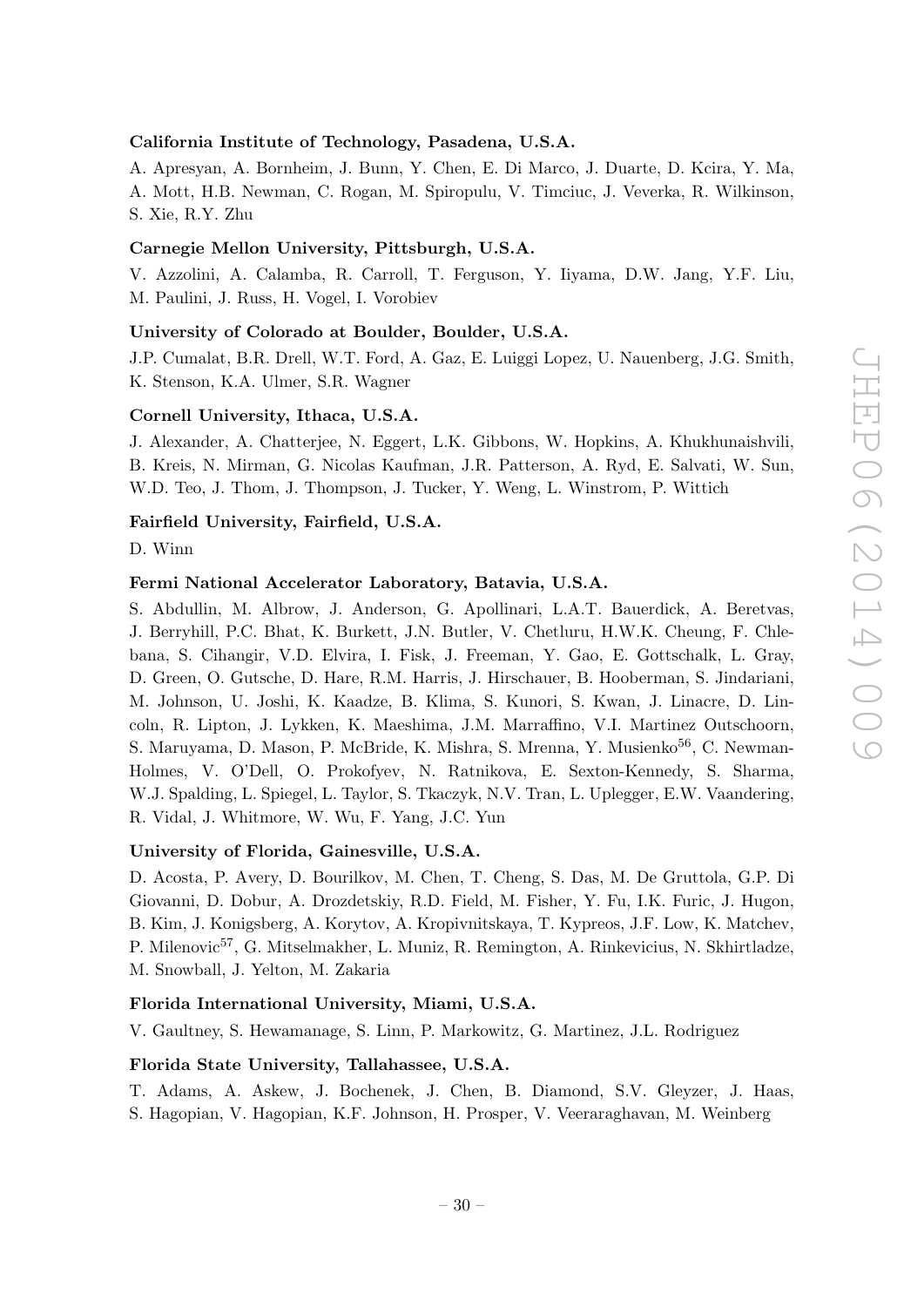**California Institute of Technology, Pasadena, U.S.A.**

A. Apresyan, A. Bornheim, J. Bunn, Y. Chen, E. Di Marco, J. Duarte, D. Kcira, Y. Ma, A. Mott, H.B. Newman, C. Rogan, M. Spiropulu, V. Timciuc, J. Veverka, R. Wilkinson, S. Xie, R.Y. Zhu

**Carnegie Mellon University, Pittsburgh, U.S.A.**

V. Azzolini, A. Calamba, R. Carroll, T. Ferguson, Y. Iiyama, D.W. Jang, Y.F. Liu, M. Paulini, J. Russ, H. Vogel, I. Vorobiev

**University of Colorado at Boulder, Boulder, U.S.A.**

J.P. Cumalat, B.R. Drell, W.T. Ford, A. Gaz, E. Luiggi Lopez, U. Nauenberg, J.G. Smith, K. Stenson, K.A. Ulmer, S.R. Wagner

**Cornell University, Ithaca, U.S.A.**

J. Alexander, A. Chatterjee, N. Eggert, L.K. Gibbons, W. Hopkins, A. Khukhunaishvili, B. Kreis, N. Mirman, G. Nicolas Kaufman, J.R. Patterson, A. Ryd, E. Salvati, W. Sun, W.D. Teo, J. Thom, J. Thompson, J. Tucker, Y. Weng, L. Winstrom, P. Wittich

**Fairfield University, Fairfield, U.S.A.**

D. Winn

**Fermi National Accelerator Laboratory, Batavia, U.S.A.**

S. Abdullin, M. Albrow, J. Anderson, G. Apollinari, L.A.T. Bauerdick, A. Beretvas, J. Berryhill, P.C. Bhat, K. Burkett, J.N. Butler, V. Chetluru, H.W.K. Cheung, F. Chlebana, S. Cihangir, V.D. Elvira, I. Fisk, J. Freeman, Y. Gao, E. Gottschalk, L. Gray, D. Green, O. Gutsche, D. Hare, R.M. Harris, J. Hirschauer, B. Hooberman, S. Jindariani, M. Johnson, U. Joshi, K. Kaadze, B. Klima, S. Kunori, S. Kwan, J. Linacre, D. Lincoln, R. Lipton, J. Lykken, K. Maeshima, J.M. Marraffino, V.I. Martinez Outschoorn, S. Maruyama, D. Mason, P. McBride, K. Mishra, S. Mrenna, Y. Musienko[56], C. Newman-Holmes, V. O'Dell, O. Prokofyev, N. Ratnikova, E. Sexton-Kennedy, S. Sharma, W.J. Spalding, L. Spiegel, L. Taylor, S. Tkaczyk, N.V. Tran, L. Uplegger, E.W. Vaandering, R. Vidal, J. Whitmore, W. Wu, F. Yang, J.C. Yun

**University of Florida, Gainesville, U.S.A.**

D. Acosta, P. Avery, D. Bourilkov, M. Chen, T. Cheng, S. Das, M. De Gruttola, G.P. Di Giovanni, D. Dobur, A. Drozdetskiy, R.D. Field, M. Fisher, Y. Fu, I.K. Furic, J. Hugon, B. Kim, J. Konigsberg, A. Korytov, A. Kropivnitskaya, T. Kypreos, J.F. Low, K. Matchev, P. Milenovic[57], G. Mitselmakher, L. Muniz, R. Remington, A. Rinkevicius, N. Skhirtladze, M. Snowball, J. Yelton, M. Zakaria

**Florida International University, Miami, U.S.A.**

V. Gaultney, S. Hewamanage, S. Linn, P. Markowitz, G. Martinez, J.L. Rodriguez

**Florida State University, Tallahassee, U.S.A.**

T. Adams, A. Askew, J. Bochenek, J. Chen, B. Diamond, S.V. Gleyzer, J. Haas, S. Hagopian, V. Hagopian, K.F. Johnson, H. Prosper, V. Veeraraghavan, M. Weinberg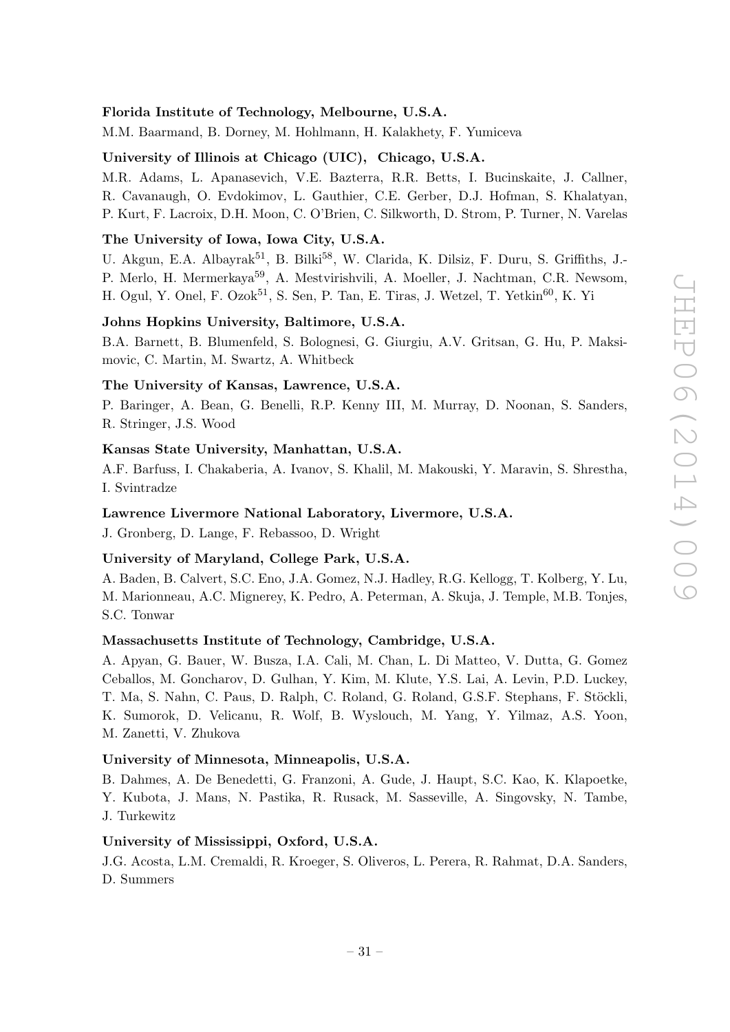**Florida Institute of Technology, Melbourne, U.S.A.**

M.M. Baarmand, B. Dorney, M. Hohlmann, H. Kalakhety, F. Yumiceva

**University of Illinois at Chicago (UIC), Chicago, U.S.A.**

M.R. Adams, L. Apanasevich, V.E. Bazterra, R.R. Betts, I. Bucinskaite, J. Callner, R. Cavanaugh, O. Evdokimov, L. Gauthier, C.E. Gerber, D.J. Hofman, S. Khalatyan, P. Kurt, F. Lacroix, D.H. Moon, C. O'Brien, C. Silkworth, D. Strom, P. Turner, N. Varelas

**The University of Iowa, Iowa City, U.S.A.**

U. Akgun, E.A. Albayrak[51], B. Bilki[58], W. Clarida, K. Dilsiz, F. Duru, S. Griffiths, J.-P. Merlo, H. Mermerkaya[59], A. Mestvirishvili, A. Moeller, J. Nachtman, C.R. Newsom, H. Ogul, Y. Onel, F. Ozok[51], S. Sen, P. Tan, E. Tiras, J. Wetzel, T. Yetkin[60], K. Yi

**Johns Hopkins University, Baltimore, U.S.A.**

B.A. Barnett, B. Blumenfeld, S. Bolognesi, G. Giurgiu, A.V. Gritsan, G. Hu, P. Maksimovic, C. Martin, M. Swartz, A. Whitbeck

**The University of Kansas, Lawrence, U.S.A.**

P. Baringer, A. Bean, G. Benelli, R.P. Kenny III, M. Murray, D. Noonan, S. Sanders, R. Stringer, J.S. Wood

**Kansas State University, Manhattan, U.S.A.**

A.F. Barfuss, I. Chakaberia, A. Ivanov, S. Khalil, M. Makouski, Y. Maravin, S. Shrestha, I. Svintradze

**Lawrence Livermore National Laboratory, Livermore, U.S.A.**

J. Gronberg, D. Lange, F. Rebassoo, D. Wright

**University of Maryland, College Park, U.S.A.**

A. Baden, B. Calvert, S.C. Eno, J.A. Gomez, N.J. Hadley, R.G. Kellogg, T. Kolberg, Y. Lu, M. Marionneau, A.C. Mignerey, K. Pedro, A. Peterman, A. Skuja, J. Temple, M.B. Tonjes, S.C. Tonwar

**Massachusetts Institute of Technology, Cambridge, U.S.A.**

A. Apyan, G. Bauer, W. Busza, I.A. Cali, M. Chan, L. Di Matteo, V. Dutta, G. Gomez Ceballos, M. Goncharov, D. Gulhan, Y. Kim, M. Klute, Y.S. Lai, A. Levin, P.D. Luckey, T. Ma, S. Nahn, C. Paus, D. Ralph, C. Roland, G. Roland, G.S.F. Stephans, F. Stöckli, K. Sumorok, D. Velicanu, R. Wolf, B. Wyslouch, M. Yang, Y. Yilmaz, A.S. Yoon, M. Zanetti, V. Zhukova

**University of Minnesota, Minneapolis, U.S.A.**

B. Dahmes, A. De Benedetti, G. Franzoni, A. Gude, J. Haupt, S.C. Kao, K. Klapoetke, Y. Kubota, J. Mans, N. Pastika, R. Rusack, M. Sasseville, A. Singovsky, N. Tambe, J. Turkewitz

**University of Mississippi, Oxford, U.S.A.**

J.G. Acosta, L.M. Cremaldi, R. Kroeger, S. Oliveros, L. Perera, R. Rahmat, D.A. Sanders, D. Summers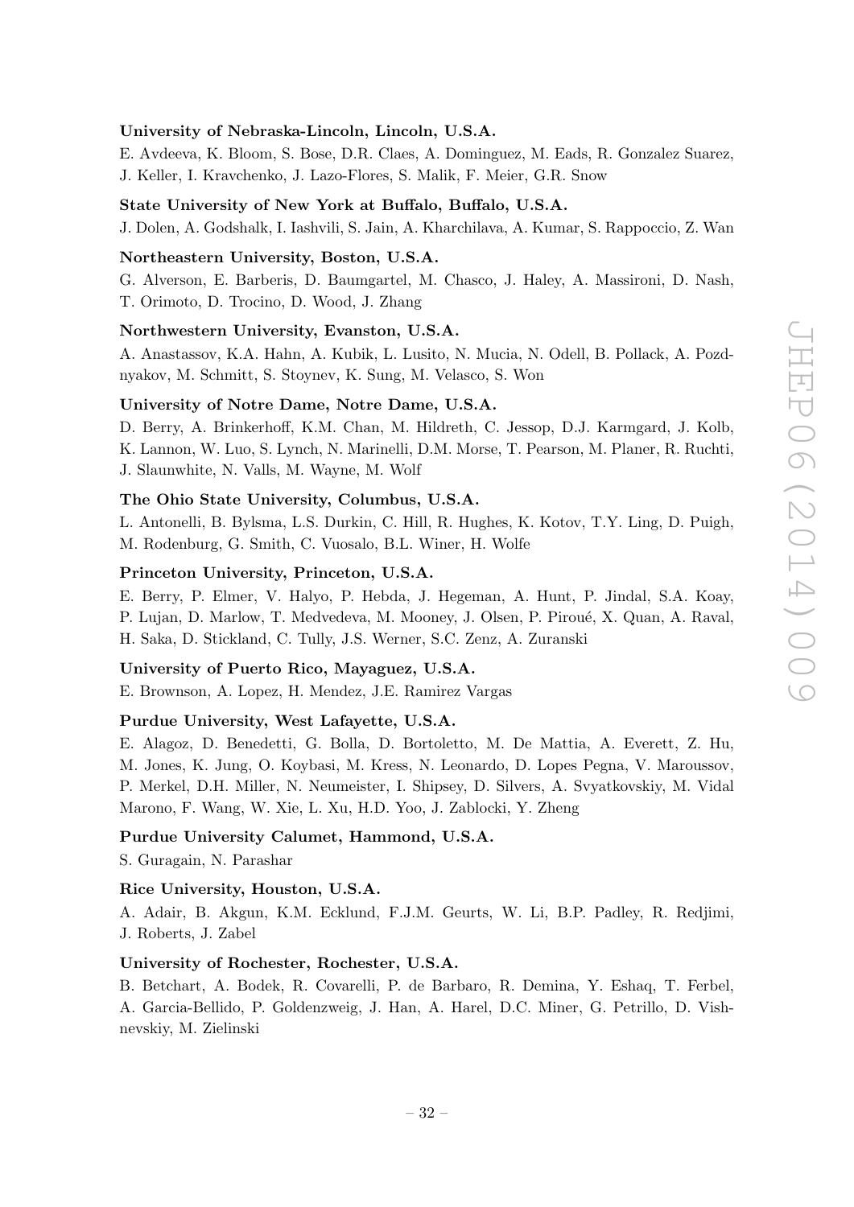**University of Nebraska-Lincoln, Lincoln, U.S.A.**
E. Avdeeva, K. Bloom, S. Bose, D.R. Claes, A. Dominguez, M. Eads, R. Gonzalez Suarez, J. Keller, I. Kravchenko, J. Lazo-Flores, S. Malik, F. Meier, G.R. Snow

**State University of New York at Buffalo, Buffalo, U.S.A.**
J. Dolen, A. Godshalk, I. Iashvili, S. Jain, A. Kharchilava, A. Kumar, S. Rappoccio, Z. Wan

**Northeastern University, Boston, U.S.A.**
G. Alverson, E. Barberis, D. Baumgartel, M. Chasco, J. Haley, A. Massironi, D. Nash, T. Orimoto, D. Trocino, D. Wood, J. Zhang

**Northwestern University, Evanston, U.S.A.**
A. Anastassov, K.A. Hahn, A. Kubik, L. Lusito, N. Mucia, N. Odell, B. Pollack, A. Pozdnyakov, M. Schmitt, S. Stoynev, K. Sung, M. Velasco, S. Won

**University of Notre Dame, Notre Dame, U.S.A.**
D. Berry, A. Brinkerhoff, K.M. Chan, M. Hildreth, C. Jessop, D.J. Karmgard, J. Kolb, K. Lannon, W. Luo, S. Lynch, N. Marinelli, D.M. Morse, T. Pearson, M. Planer, R. Ruchti, J. Slaunwhite, N. Valls, M. Wayne, M. Wolf

**The Ohio State University, Columbus, U.S.A.**
L. Antonelli, B. Bylsma, L.S. Durkin, C. Hill, R. Hughes, K. Kotov, T.Y. Ling, D. Puigh, M. Rodenburg, G. Smith, C. Vuosalo, B.L. Winer, H. Wolfe

**Princeton University, Princeton, U.S.A.**
E. Berry, P. Elmer, V. Halyo, P. Hebda, J. Hegeman, A. Hunt, P. Jindal, S.A. Koay, P. Lujan, D. Marlow, T. Medvedeva, M. Mooney, J. Olsen, P. Piroué, X. Quan, A. Raval, H. Saka, D. Stickland, C. Tully, J.S. Werner, S.C. Zenz, A. Zuranski

**University of Puerto Rico, Mayaguez, U.S.A.**
E. Brownson, A. Lopez, H. Mendez, J.E. Ramirez Vargas

**Purdue University, West Lafayette, U.S.A.**
E. Alagoz, D. Benedetti, G. Bolla, D. Bortoletto, M. De Mattia, A. Everett, Z. Hu, M. Jones, K. Jung, O. Koybasi, M. Kress, N. Leonardo, D. Lopes Pegna, V. Maroussov, P. Merkel, D.H. Miller, N. Neumeister, I. Shipsey, D. Silvers, A. Svyatkovskiy, M. Vidal Marono, F. Wang, W. Xie, L. Xu, H.D. Yoo, J. Zablocki, Y. Zheng

**Purdue University Calumet, Hammond, U.S.A.**
S. Guragain, N. Parashar

**Rice University, Houston, U.S.A.**
A. Adair, B. Akgun, K.M. Ecklund, F.J.M. Geurts, W. Li, B.P. Padley, R. Redjimi, J. Roberts, J. Zabel

**University of Rochester, Rochester, U.S.A.**
B. Betchart, A. Bodek, R. Covarelli, P. de Barbaro, R. Demina, Y. Eshaq, T. Ferbel, A. Garcia-Bellido, P. Goldenzweig, J. Han, A. Harel, D.C. Miner, G. Petrillo, D. Vishnevskiy, M. Zielinski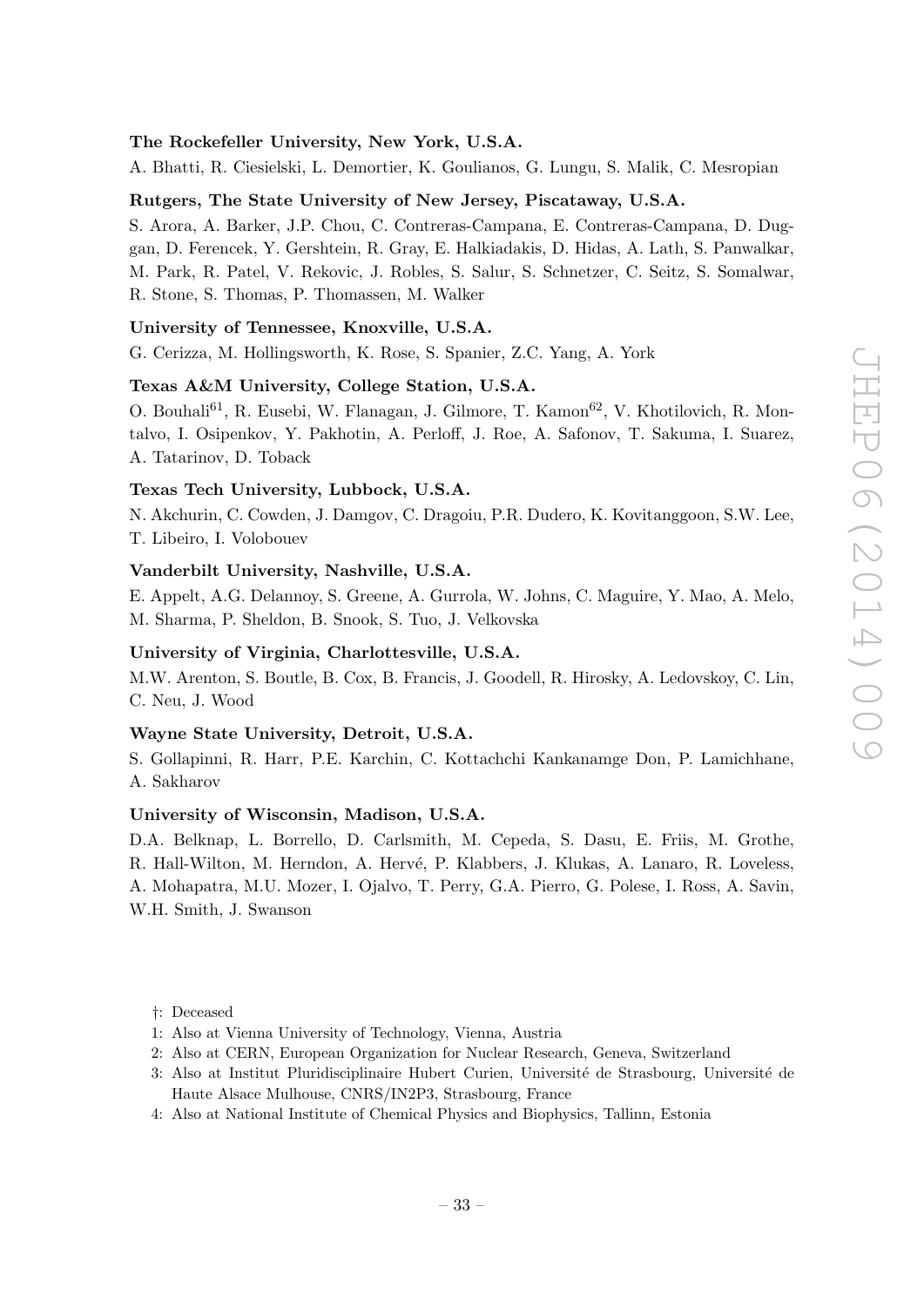**The Rockefeller University, New York, U.S.A.**

A. Bhatti, R. Ciesielski, L. Demortier, K. Goulianos, G. Lungu, S. Malik, C. Mesropian

**Rutgers, The State University of New Jersey, Piscataway, U.S.A.**

S. Arora, A. Barker, J.P. Chou, C. Contreras-Campana, E. Contreras-Campana, D. Duggan, D. Ferencek, Y. Gershtein, R. Gray, E. Halkiadakis, D. Hidas, A. Lath, S. Panwalkar, M. Park, R. Patel, V. Rekovic, J. Robles, S. Salur, S. Schnetzer, C. Seitz, S. Somalwar, R. Stone, S. Thomas, P. Thomassen, M. Walker

**University of Tennessee, Knoxville, U.S.A.**

G. Cerizza, M. Hollingsworth, K. Rose, S. Spanier, Z.C. Yang, A. York

**Texas A&M University, College Station, U.S.A.**

O. Bouhali[61], R. Eusebi, W. Flanagan, J. Gilmore, T. Kamon[62], V. Khotilovich, R. Montalvo, I. Osipenkov, Y. Pakhotin, A. Perloff, J. Roe, A. Safonov, T. Sakuma, I. Suarez, A. Tatarinov, D. Toback

**Texas Tech University, Lubbock, U.S.A.**

N. Akchurin, C. Cowden, J. Damgov, C. Dragoiu, P.R. Dudero, K. Kovitanggoon, S.W. Lee, T. Libeiro, I. Volobouev

**Vanderbilt University, Nashville, U.S.A.**

E. Appelt, A.G. Delannoy, S. Greene, A. Gurrola, W. Johns, C. Maguire, Y. Mao, A. Melo, M. Sharma, P. Sheldon, B. Snook, S. Tuo, J. Velkovska

**University of Virginia, Charlottesville, U.S.A.**

M.W. Arenton, S. Boutle, B. Cox, B. Francis, J. Goodell, R. Hirosky, A. Ledovskoy, C. Lin, C. Neu, J. Wood

**Wayne State University, Detroit, U.S.A.**

S. Gollapinni, R. Harr, P.E. Karchin, C. Kottachchi Kankanamge Don, P. Lamichhane, A. Sakharov

**University of Wisconsin, Madison, U.S.A.**

D.A. Belknap, L. Borrello, D. Carlsmith, M. Cepeda, S. Dasu, E. Friis, M. Grothe, R. Hall-Wilton, M. Herndon, A. Hervé, P. Klabbers, J. Klukas, A. Lanaro, R. Loveless, A. Mohapatra, M.U. Mozer, I. Ojalvo, T. Perry, G.A. Pierro, G. Polese, I. Ross, A. Savin, W.H. Smith, J. Swanson

†: Deceased

1: Also at Vienna University of Technology, Vienna, Austria

2: Also at CERN, European Organization for Nuclear Research, Geneva, Switzerland

3: Also at Institut Pluridisciplinaire Hubert Curien, Université de Strasbourg, Université de Haute Alsace Mulhouse, CNRS/IN2P3, Strasbourg, France

4: Also at National Institute of Chemical Physics and Biophysics, Tallinn, Estonia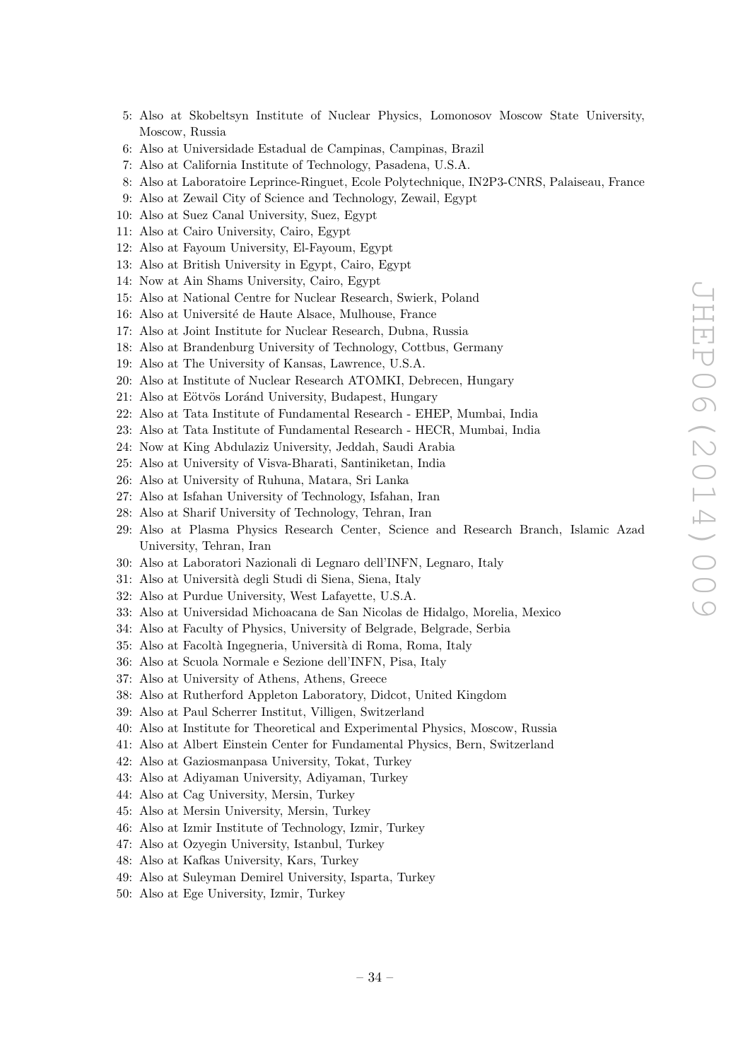5: Also at Skobeltsyn Institute of Nuclear Physics, Lomonosov Moscow State University, Moscow, Russia
6: Also at Universidade Estadual de Campinas, Campinas, Brazil
7: Also at California Institute of Technology, Pasadena, U.S.A.
8: Also at Laboratoire Leprince-Ringuet, Ecole Polytechnique, IN2P3-CNRS, Palaiseau, France
9: Also at Zewail City of Science and Technology, Zewail, Egypt
10: Also at Suez Canal University, Suez, Egypt
11: Also at Cairo University, Cairo, Egypt
12: Also at Fayoum University, El-Fayoum, Egypt
13: Also at British University in Egypt, Cairo, Egypt
14: Now at Ain Shams University, Cairo, Egypt
15: Also at National Centre for Nuclear Research, Swierk, Poland
16: Also at Université de Haute Alsace, Mulhouse, France
17: Also at Joint Institute for Nuclear Research, Dubna, Russia
18: Also at Brandenburg University of Technology, Cottbus, Germany
19: Also at The University of Kansas, Lawrence, U.S.A.
20: Also at Institute of Nuclear Research ATOMKI, Debrecen, Hungary
21: Also at Eötvös Loránd University, Budapest, Hungary
22: Also at Tata Institute of Fundamental Research - EHEP, Mumbai, India
23: Also at Tata Institute of Fundamental Research - HECR, Mumbai, India
24: Now at King Abdulaziz University, Jeddah, Saudi Arabia
25: Also at University of Visva-Bharati, Santiniketan, India
26: Also at University of Ruhuna, Matara, Sri Lanka
27: Also at Isfahan University of Technology, Isfahan, Iran
28: Also at Sharif University of Technology, Tehran, Iran
29: Also at Plasma Physics Research Center, Science and Research Branch, Islamic Azad University, Tehran, Iran
30: Also at Laboratori Nazionali di Legnaro dell'INFN, Legnaro, Italy
31: Also at Università degli Studi di Siena, Siena, Italy
32: Also at Purdue University, West Lafayette, U.S.A.
33: Also at Universidad Michoacana de San Nicolas de Hidalgo, Morelia, Mexico
34: Also at Faculty of Physics, University of Belgrade, Belgrade, Serbia
35: Also at Facoltà Ingegneria, Università di Roma, Roma, Italy
36: Also at Scuola Normale e Sezione dell'INFN, Pisa, Italy
37: Also at University of Athens, Athens, Greece
38: Also at Rutherford Appleton Laboratory, Didcot, United Kingdom
39: Also at Paul Scherrer Institut, Villigen, Switzerland
40: Also at Institute for Theoretical and Experimental Physics, Moscow, Russia
41: Also at Albert Einstein Center for Fundamental Physics, Bern, Switzerland
42: Also at Gaziosmanpasa University, Tokat, Turkey
43: Also at Adiyaman University, Adiyaman, Turkey
44: Also at Cag University, Mersin, Turkey
45: Also at Mersin University, Mersin, Turkey
46: Also at Izmir Institute of Technology, Izmir, Turkey
47: Also at Ozyegin University, Istanbul, Turkey
48: Also at Kafkas University, Kars, Turkey
49: Also at Suleyman Demirel University, Isparta, Turkey
50: Also at Ege University, Izmir, Turkey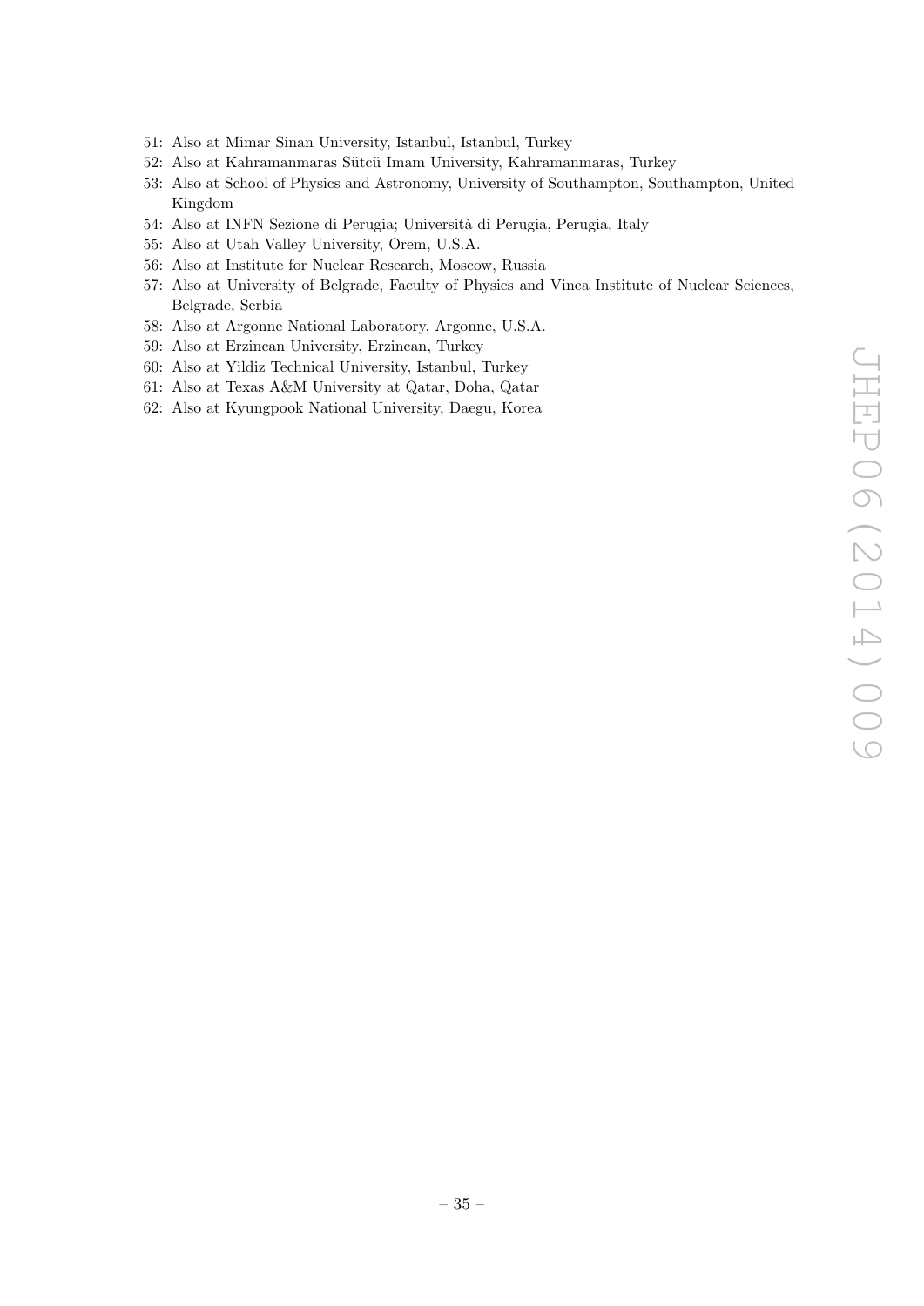51: Also at Mimar Sinan University, Istanbul, Istanbul, Turkey
52: Also at Kahramanmaras Sütcü Imam University, Kahramanmaras, Turkey
53: Also at School of Physics and Astronomy, University of Southampton, Southampton, United Kingdom
54: Also at INFN Sezione di Perugia; Università di Perugia, Perugia, Italy
55: Also at Utah Valley University, Orem, U.S.A.
56: Also at Institute for Nuclear Research, Moscow, Russia
57: Also at University of Belgrade, Faculty of Physics and Vinca Institute of Nuclear Sciences, Belgrade, Serbia
58: Also at Argonne National Laboratory, Argonne, U.S.A.
59: Also at Erzincan University, Erzincan, Turkey
60: Also at Yildiz Technical University, Istanbul, Turkey
61: Also at Texas A&M University at Qatar, Doha, Qatar
62: Also at Kyungpook National University, Daegu, Korea